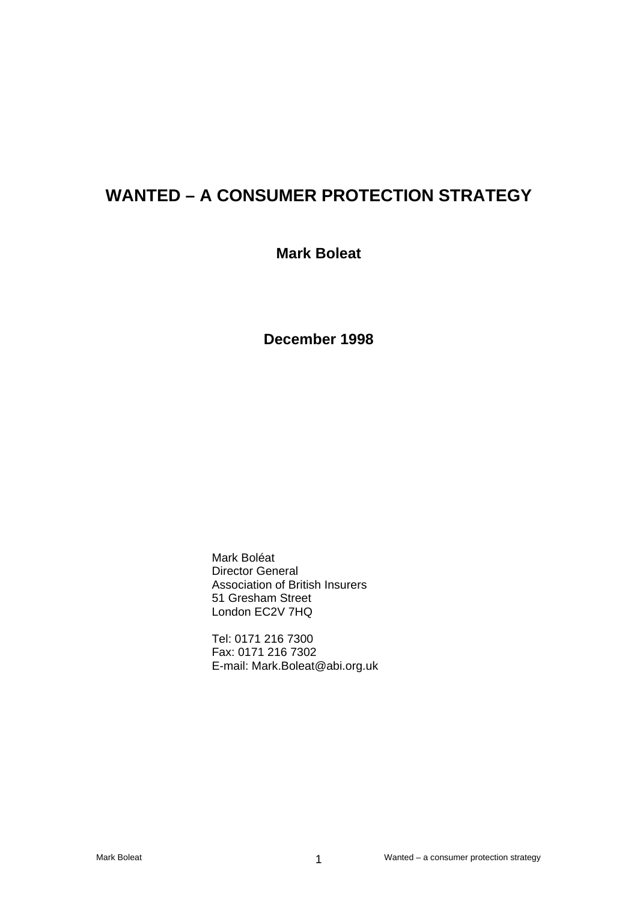# WANTED – A CONSUMER PROTECTION STRATEGY

**Mark Boleat**

**December 1998**

Mark Boléat
Director General
Association of British Insurers
51 Gresham Street
London EC2V 7HQ

Tel: 0171 216 7300
Fax: 0171 216 7302
E-mail: Mark.Boleat@abi.org.uk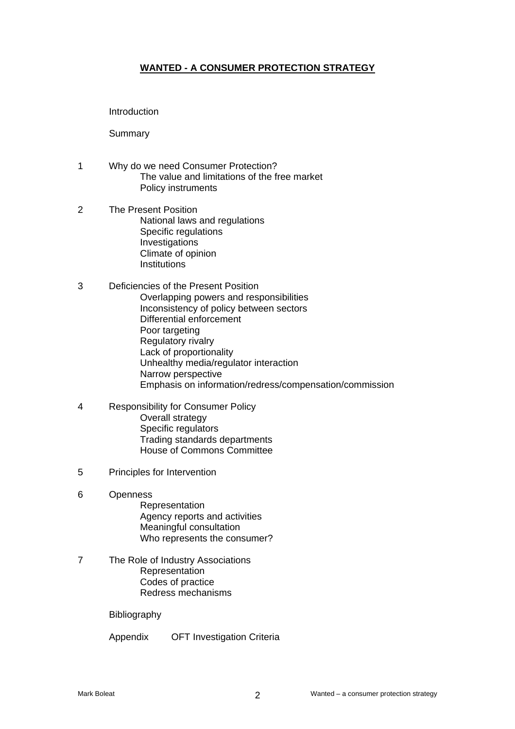# WANTED - A CONSUMER PROTECTION STRATEGY

Introduction

Summary

1 Why do we need Consumer Protection?
   - The value and limitations of the free market
   - Policy instruments

2 The Present Position
   - National laws and regulations
   - Specific regulations
   - Investigations
   - Climate of opinion
   - Institutions

3 Deficiencies of the Present Position
   - Overlapping powers and responsibilities
   - Inconsistency of policy between sectors
   - Differential enforcement
   - Poor targeting
   - Regulatory rivalry
   - Lack of proportionality
   - Unhealthy media/regulator interaction
   - Narrow perspective
   - Emphasis on information/redress/compensation/commission

4 Responsibility for Consumer Policy
   - Overall strategy
   - Specific regulators
   - Trading standards departments
   - House of Commons Committee

5 Principles for Intervention

6 Openness
   - Representation
   - Agency reports and activities
   - Meaningful consultation
   - Who represents the consumer?

7 The Role of Industry Associations
   - Representation
   - Codes of practice
   - Redress mechanisms

Bibliography

Appendix OFT Investigation Criteria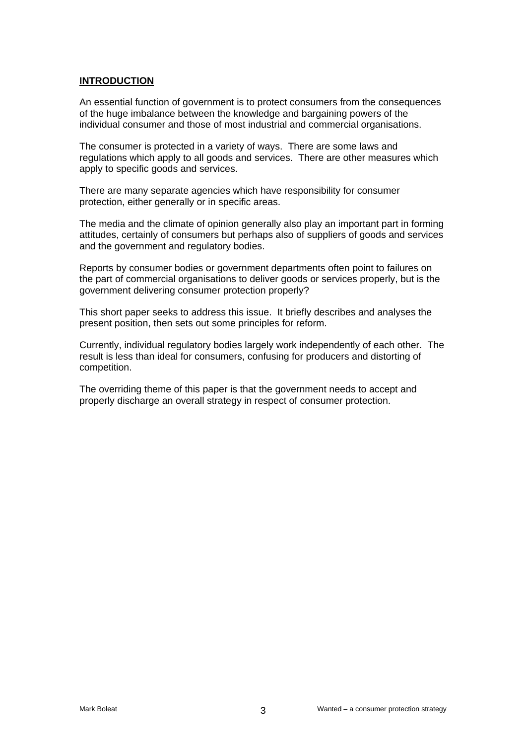## INTRODUCTION

An essential function of government is to protect consumers from the consequences of the huge imbalance between the knowledge and bargaining powers of the individual consumer and those of most industrial and commercial organisations.

The consumer is protected in a variety of ways. There are some laws and regulations which apply to all goods and services. There are other measures which apply to specific goods and services.

There are many separate agencies which have responsibility for consumer protection, either generally or in specific areas.

The media and the climate of opinion generally also play an important part in forming attitudes, certainly of consumers but perhaps also of suppliers of goods and services and the government and regulatory bodies.

Reports by consumer bodies or government departments often point to failures on the part of commercial organisations to deliver goods or services properly, but is the government delivering consumer protection properly?

This short paper seeks to address this issue. It briefly describes and analyses the present position, then sets out some principles for reform.

Currently, individual regulatory bodies largely work independently of each other. The result is less than ideal for consumers, confusing for producers and distorting of competition.

The overriding theme of this paper is that the government needs to accept and properly discharge an overall strategy in respect of consumer protection.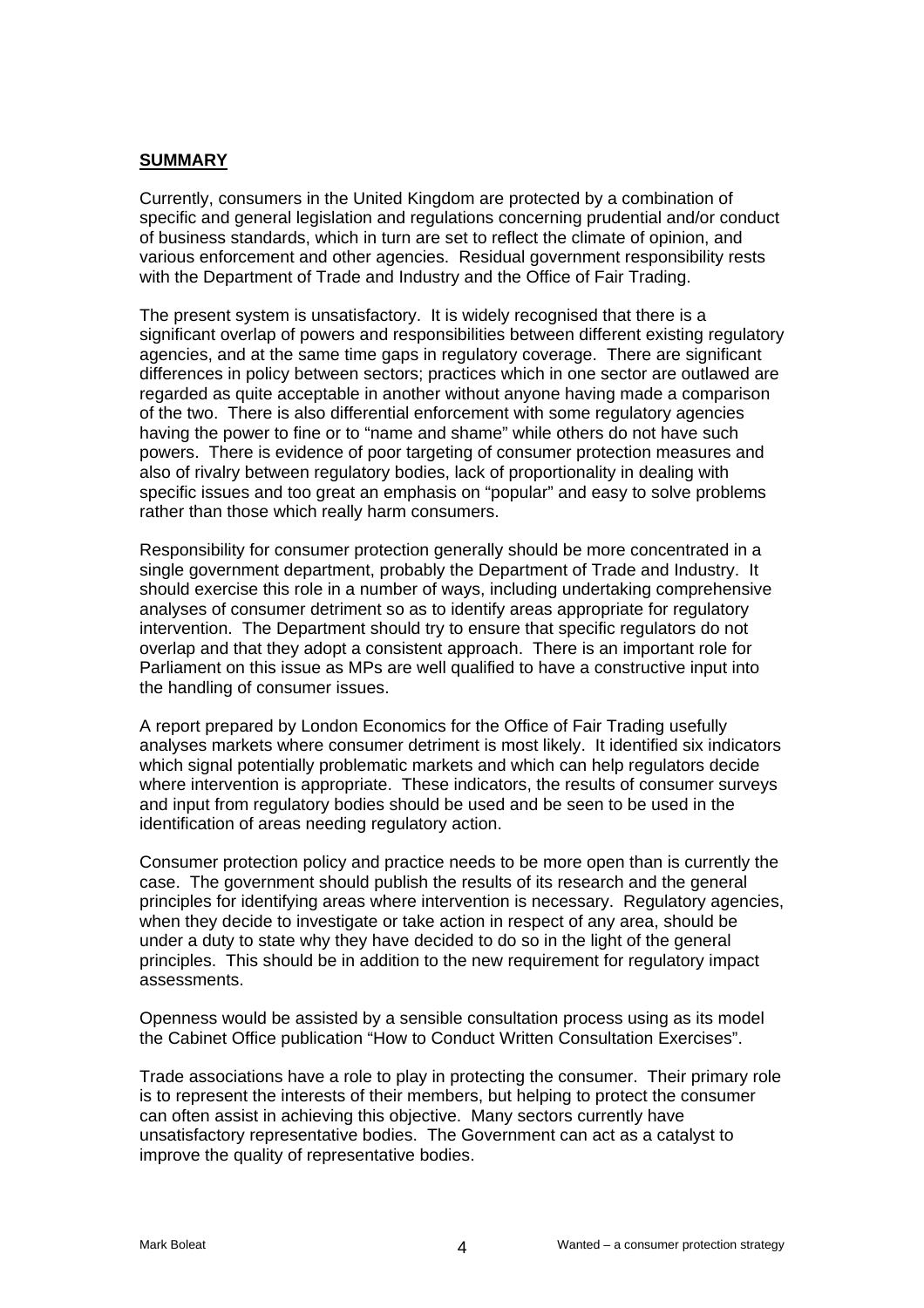## SUMMARY

Currently, consumers in the United Kingdom are protected by a combination of specific and general legislation and regulations concerning prudential and/or conduct of business standards, which in turn are set to reflect the climate of opinion, and various enforcement and other agencies. Residual government responsibility rests with the Department of Trade and Industry and the Office of Fair Trading.

The present system is unsatisfactory. It is widely recognised that there is a significant overlap of powers and responsibilities between different existing regulatory agencies, and at the same time gaps in regulatory coverage. There are significant differences in policy between sectors; practices which in one sector are outlawed are regarded as quite acceptable in another without anyone having made a comparison of the two. There is also differential enforcement with some regulatory agencies having the power to fine or to "name and shame" while others do not have such powers. There is evidence of poor targeting of consumer protection measures and also of rivalry between regulatory bodies, lack of proportionality in dealing with specific issues and too great an emphasis on "popular" and easy to solve problems rather than those which really harm consumers.

Responsibility for consumer protection generally should be more concentrated in a single government department, probably the Department of Trade and Industry. It should exercise this role in a number of ways, including undertaking comprehensive analyses of consumer detriment so as to identify areas appropriate for regulatory intervention. The Department should try to ensure that specific regulators do not overlap and that they adopt a consistent approach. There is an important role for Parliament on this issue as MPs are well qualified to have a constructive input into the handling of consumer issues.

A report prepared by London Economics for the Office of Fair Trading usefully analyses markets where consumer detriment is most likely. It identified six indicators which signal potentially problematic markets and which can help regulators decide where intervention is appropriate. These indicators, the results of consumer surveys and input from regulatory bodies should be used and be seen to be used in the identification of areas needing regulatory action.

Consumer protection policy and practice needs to be more open than is currently the case. The government should publish the results of its research and the general principles for identifying areas where intervention is necessary. Regulatory agencies, when they decide to investigate or take action in respect of any area, should be under a duty to state why they have decided to do so in the light of the general principles. This should be in addition to the new requirement for regulatory impact assessments.

Openness would be assisted by a sensible consultation process using as its model the Cabinet Office publication "How to Conduct Written Consultation Exercises".

Trade associations have a role to play in protecting the consumer. Their primary role is to represent the interests of their members, but helping to protect the consumer can often assist in achieving this objective. Many sectors currently have unsatisfactory representative bodies. The Government can act as a catalyst to improve the quality of representative bodies.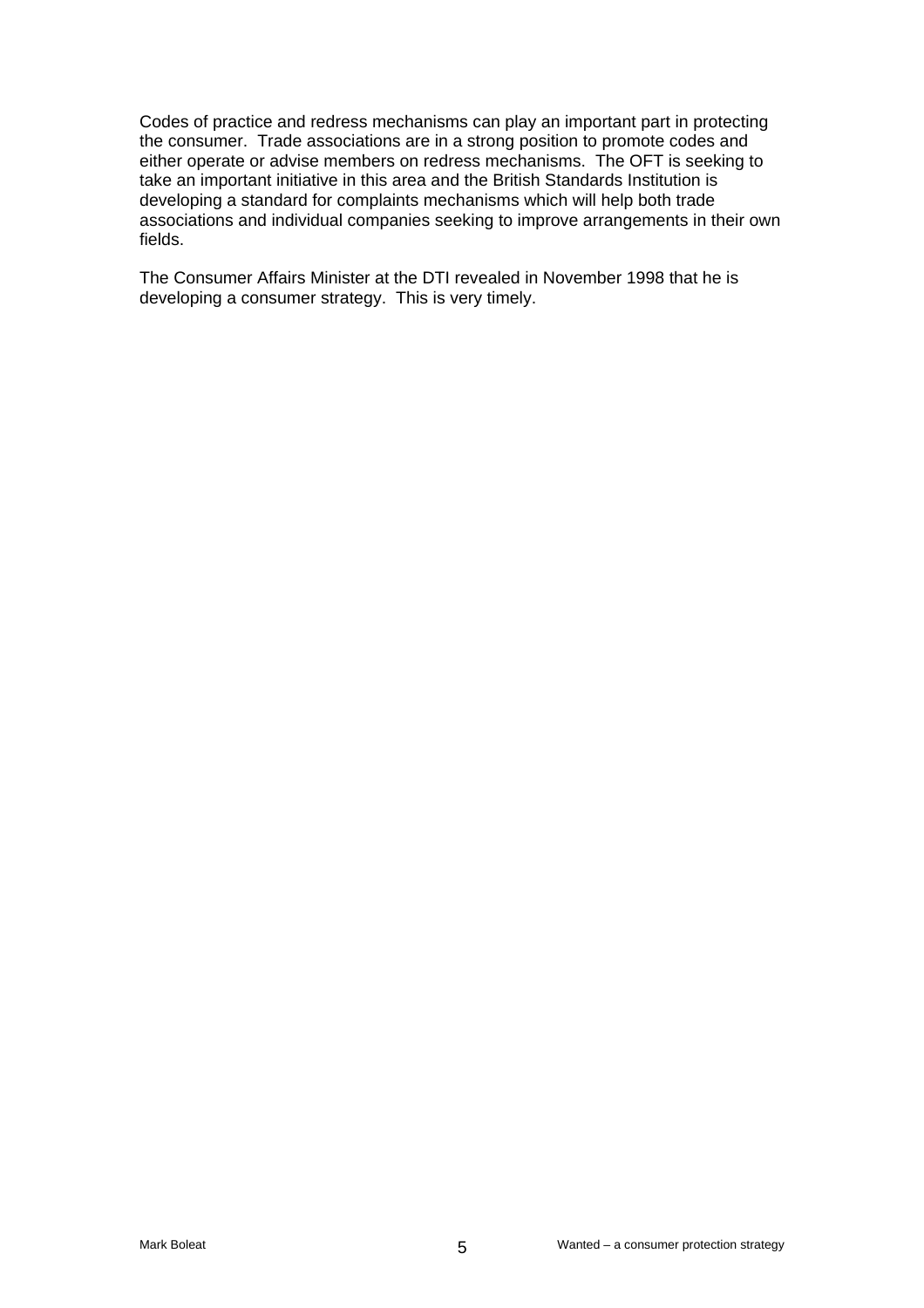Codes of practice and redress mechanisms can play an important part in protecting the consumer. Trade associations are in a strong position to promote codes and either operate or advise members on redress mechanisms. The OFT is seeking to take an important initiative in this area and the British Standards Institution is developing a standard for complaints mechanisms which will help both trade associations and individual companies seeking to improve arrangements in their own fields.

The Consumer Affairs Minister at the DTI revealed in November 1998 that he is developing a consumer strategy. This is very timely.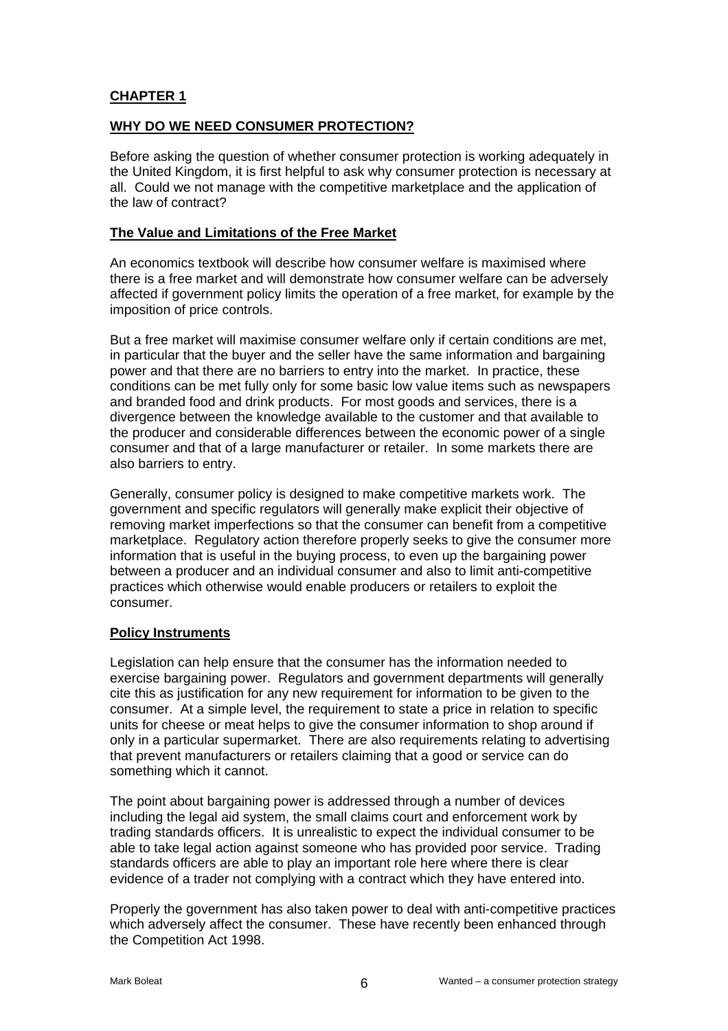# CHAPTER 1

## WHY DO WE NEED CONSUMER PROTECTION?

Before asking the question of whether consumer protection is working adequately in the United Kingdom, it is first helpful to ask why consumer protection is necessary at all. Could we not manage with the competitive marketplace and the application of the law of contract?

### The Value and Limitations of the Free Market

An economics textbook will describe how consumer welfare is maximised where there is a free market and will demonstrate how consumer welfare can be adversely affected if government policy limits the operation of a free market, for example by the imposition of price controls.

But a free market will maximise consumer welfare only if certain conditions are met, in particular that the buyer and the seller have the same information and bargaining power and that there are no barriers to entry into the market. In practice, these conditions can be met fully only for some basic low value items such as newspapers and branded food and drink products. For most goods and services, there is a divergence between the knowledge available to the customer and that available to the producer and considerable differences between the economic power of a single consumer and that of a large manufacturer or retailer. In some markets there are also barriers to entry.

Generally, consumer policy is designed to make competitive markets work. The government and specific regulators will generally make explicit their objective of removing market imperfections so that the consumer can benefit from a competitive marketplace. Regulatory action therefore properly seeks to give the consumer more information that is useful in the buying process, to even up the bargaining power between a producer and an individual consumer and also to limit anti-competitive practices which otherwise would enable producers or retailers to exploit the consumer.

### Policy Instruments

Legislation can help ensure that the consumer has the information needed to exercise bargaining power. Regulators and government departments will generally cite this as justification for any new requirement for information to be given to the consumer. At a simple level, the requirement to state a price in relation to specific units for cheese or meat helps to give the consumer information to shop around if only in a particular supermarket. There are also requirements relating to advertising that prevent manufacturers or retailers claiming that a good or service can do something which it cannot.

The point about bargaining power is addressed through a number of devices including the legal aid system, the small claims court and enforcement work by trading standards officers. It is unrealistic to expect the individual consumer to be able to take legal action against someone who has provided poor service. Trading standards officers are able to play an important role here where there is clear evidence of a trader not complying with a contract which they have entered into.

Properly the government has also taken power to deal with anti-competitive practices which adversely affect the consumer. These have recently been enhanced through the Competition Act 1998.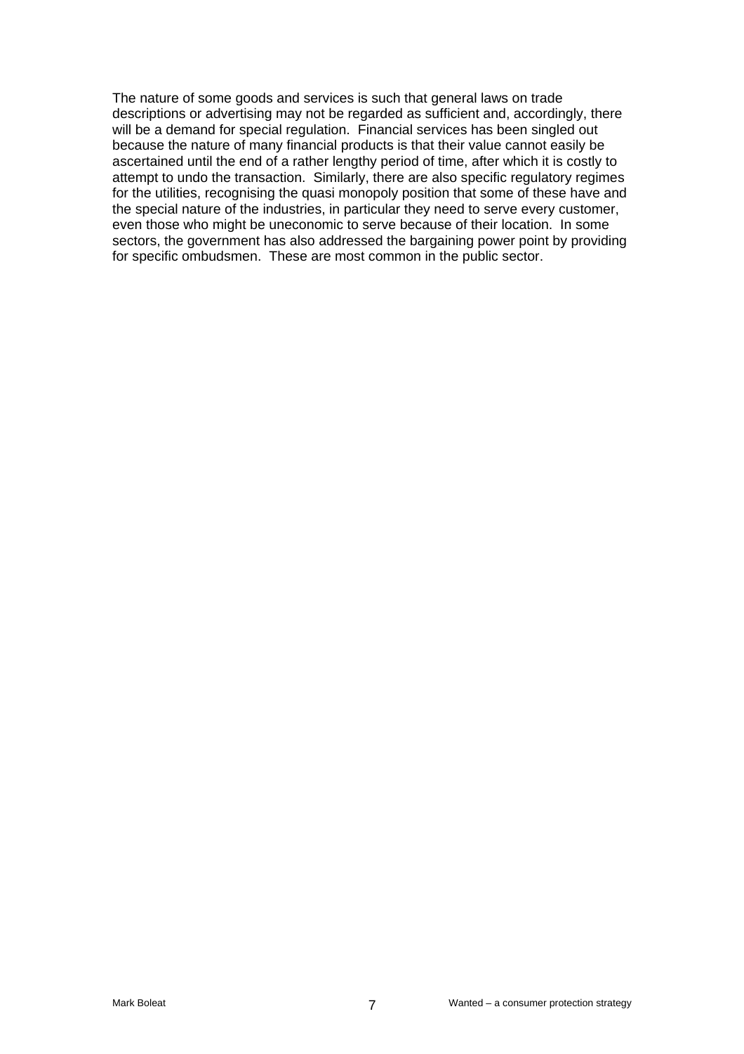The nature of some goods and services is such that general laws on trade descriptions or advertising may not be regarded as sufficient and, accordingly, there will be a demand for special regulation. Financial services has been singled out because the nature of many financial products is that their value cannot easily be ascertained until the end of a rather lengthy period of time, after which it is costly to attempt to undo the transaction. Similarly, there are also specific regulatory regimes for the utilities, recognising the quasi monopoly position that some of these have and the special nature of the industries, in particular they need to serve every customer, even those who might be uneconomic to serve because of their location. In some sectors, the government has also addressed the bargaining power point by providing for specific ombudsmen. These are most common in the public sector.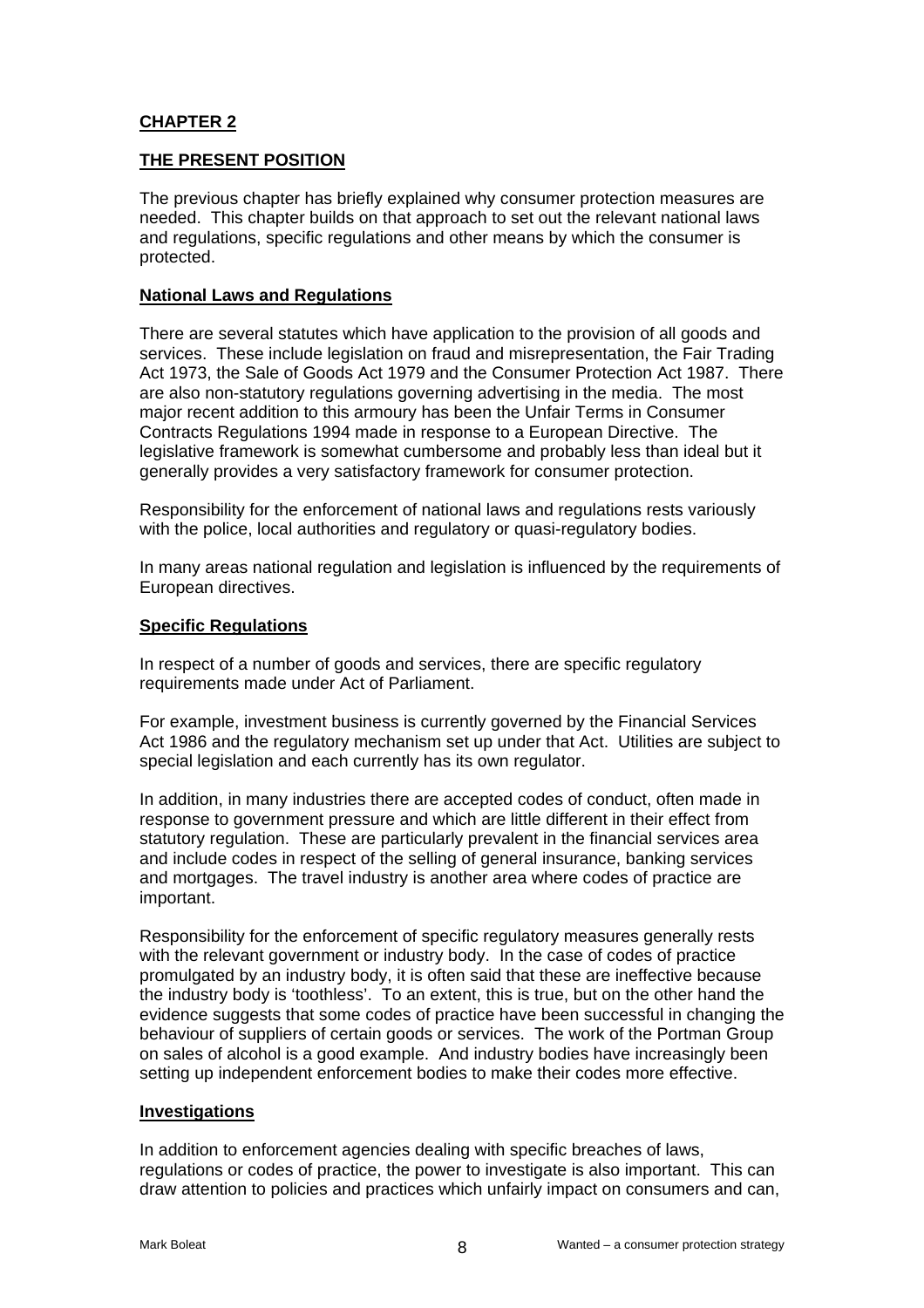## CHAPTER 2

## THE PRESENT POSITION

The previous chapter has briefly explained why consumer protection measures are needed. This chapter builds on that approach to set out the relevant national laws and regulations, specific regulations and other means by which the consumer is protected.

### National Laws and Regulations

There are several statutes which have application to the provision of all goods and services. These include legislation on fraud and misrepresentation, the Fair Trading Act 1973, the Sale of Goods Act 1979 and the Consumer Protection Act 1987. There are also non-statutory regulations governing advertising in the media. The most major recent addition to this armoury has been the Unfair Terms in Consumer Contracts Regulations 1994 made in response to a European Directive. The legislative framework is somewhat cumbersome and probably less than ideal but it generally provides a very satisfactory framework for consumer protection.

Responsibility for the enforcement of national laws and regulations rests variously with the police, local authorities and regulatory or quasi-regulatory bodies.

In many areas national regulation and legislation is influenced by the requirements of European directives.

### Specific Regulations

In respect of a number of goods and services, there are specific regulatory requirements made under Act of Parliament.

For example, investment business is currently governed by the Financial Services Act 1986 and the regulatory mechanism set up under that Act. Utilities are subject to special legislation and each currently has its own regulator.

In addition, in many industries there are accepted codes of conduct, often made in response to government pressure and which are little different in their effect from statutory regulation. These are particularly prevalent in the financial services area and include codes in respect of the selling of general insurance, banking services and mortgages. The travel industry is another area where codes of practice are important.

Responsibility for the enforcement of specific regulatory measures generally rests with the relevant government or industry body. In the case of codes of practice promulgated by an industry body, it is often said that these are ineffective because the industry body is 'toothless'. To an extent, this is true, but on the other hand the evidence suggests that some codes of practice have been successful in changing the behaviour of suppliers of certain goods or services. The work of the Portman Group on sales of alcohol is a good example. And industry bodies have increasingly been setting up independent enforcement bodies to make their codes more effective.

### Investigations

In addition to enforcement agencies dealing with specific breaches of laws, regulations or codes of practice, the power to investigate is also important. This can draw attention to policies and practices which unfairly impact on consumers and can,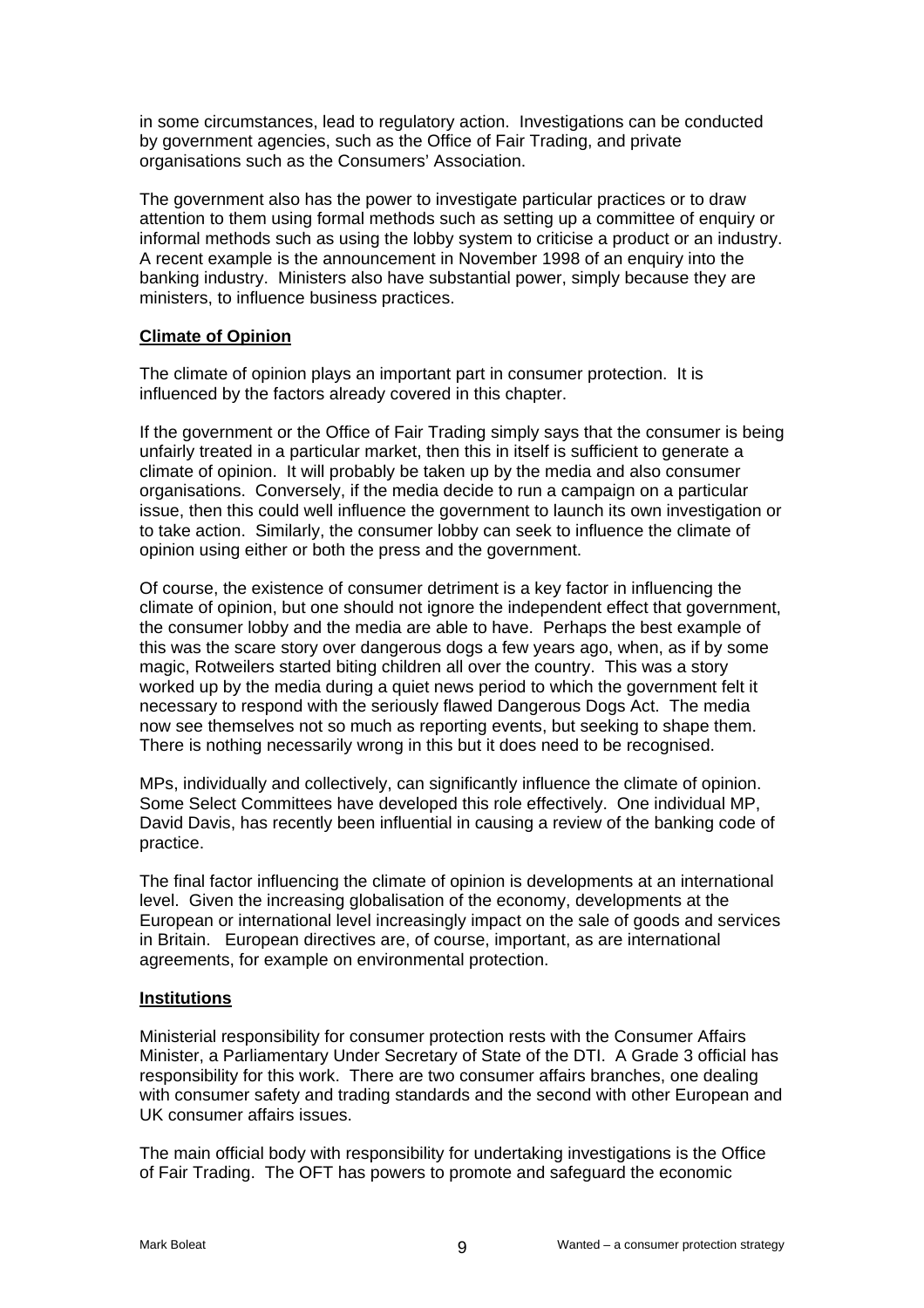in some circumstances, lead to regulatory action. Investigations can be conducted by government agencies, such as the Office of Fair Trading, and private organisations such as the Consumers' Association.

The government also has the power to investigate particular practices or to draw attention to them using formal methods such as setting up a committee of enquiry or informal methods such as using the lobby system to criticise a product or an industry. A recent example is the announcement in November 1998 of an enquiry into the banking industry. Ministers also have substantial power, simply because they are ministers, to influence business practices.

## Climate of Opinion

The climate of opinion plays an important part in consumer protection. It is influenced by the factors already covered in this chapter.

If the government or the Office of Fair Trading simply says that the consumer is being unfairly treated in a particular market, then this in itself is sufficient to generate a climate of opinion. It will probably be taken up by the media and also consumer organisations. Conversely, if the media decide to run a campaign on a particular issue, then this could well influence the government to launch its own investigation or to take action. Similarly, the consumer lobby can seek to influence the climate of opinion using either or both the press and the government.

Of course, the existence of consumer detriment is a key factor in influencing the climate of opinion, but one should not ignore the independent effect that government, the consumer lobby and the media are able to have. Perhaps the best example of this was the scare story over dangerous dogs a few years ago, when, as if by some magic, Rotweilers started biting children all over the country. This was a story worked up by the media during a quiet news period to which the government felt it necessary to respond with the seriously flawed Dangerous Dogs Act. The media now see themselves not so much as reporting events, but seeking to shape them. There is nothing necessarily wrong in this but it does need to be recognised.

MPs, individually and collectively, can significantly influence the climate of opinion. Some Select Committees have developed this role effectively. One individual MP, David Davis, has recently been influential in causing a review of the banking code of practice.

The final factor influencing the climate of opinion is developments at an international level. Given the increasing globalisation of the economy, developments at the European or international level increasingly impact on the sale of goods and services in Britain. European directives are, of course, important, as are international agreements, for example on environmental protection.

## Institutions

Ministerial responsibility for consumer protection rests with the Consumer Affairs Minister, a Parliamentary Under Secretary of State of the DTI. A Grade 3 official has responsibility for this work. There are two consumer affairs branches, one dealing with consumer safety and trading standards and the second with other European and UK consumer affairs issues.

The main official body with responsibility for undertaking investigations is the Office of Fair Trading. The OFT has powers to promote and safeguard the economic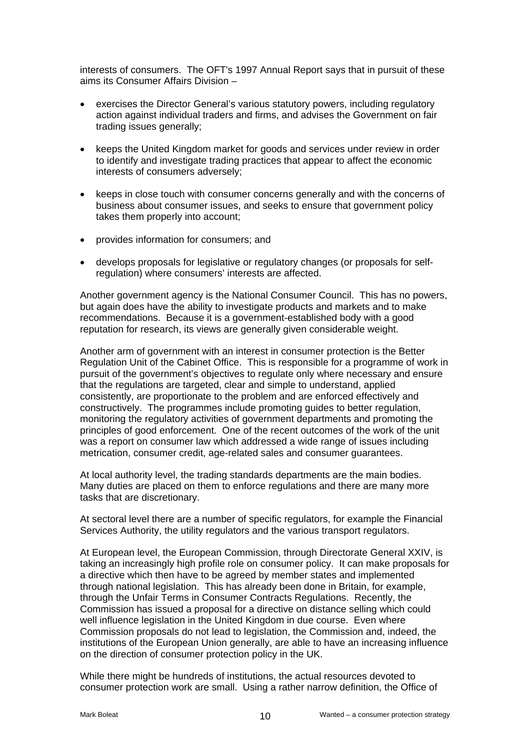interests of consumers. The OFT's 1997 Annual Report says that in pursuit of these aims its Consumer Affairs Division –

- exercises the Director General's various statutory powers, including regulatory action against individual traders and firms, and advises the Government on fair trading issues generally;
- keeps the United Kingdom market for goods and services under review in order to identify and investigate trading practices that appear to affect the economic interests of consumers adversely;
- keeps in close touch with consumer concerns generally and with the concerns of business about consumer issues, and seeks to ensure that government policy takes them properly into account;
- provides information for consumers; and
- develops proposals for legislative or regulatory changes (or proposals for self-regulation) where consumers' interests are affected.

Another government agency is the National Consumer Council. This has no powers, but again does have the ability to investigate products and markets and to make recommendations. Because it is a government-established body with a good reputation for research, its views are generally given considerable weight.

Another arm of government with an interest in consumer protection is the Better Regulation Unit of the Cabinet Office. This is responsible for a programme of work in pursuit of the government's objectives to regulate only where necessary and ensure that the regulations are targeted, clear and simple to understand, applied consistently, are proportionate to the problem and are enforced effectively and constructively. The programmes include promoting guides to better regulation, monitoring the regulatory activities of government departments and promoting the principles of good enforcement. One of the recent outcomes of the work of the unit was a report on consumer law which addressed a wide range of issues including metrication, consumer credit, age-related sales and consumer guarantees.

At local authority level, the trading standards departments are the main bodies. Many duties are placed on them to enforce regulations and there are many more tasks that are discretionary.

At sectoral level there are a number of specific regulators, for example the Financial Services Authority, the utility regulators and the various transport regulators.

At European level, the European Commission, through Directorate General XXIV, is taking an increasingly high profile role on consumer policy. It can make proposals for a directive which then have to be agreed by member states and implemented through national legislation. This has already been done in Britain, for example, through the Unfair Terms in Consumer Contracts Regulations. Recently, the Commission has issued a proposal for a directive on distance selling which could well influence legislation in the United Kingdom in due course. Even where Commission proposals do not lead to legislation, the Commission and, indeed, the institutions of the European Union generally, are able to have an increasing influence on the direction of consumer protection policy in the UK.

While there might be hundreds of institutions, the actual resources devoted to consumer protection work are small. Using a rather narrow definition, the Office of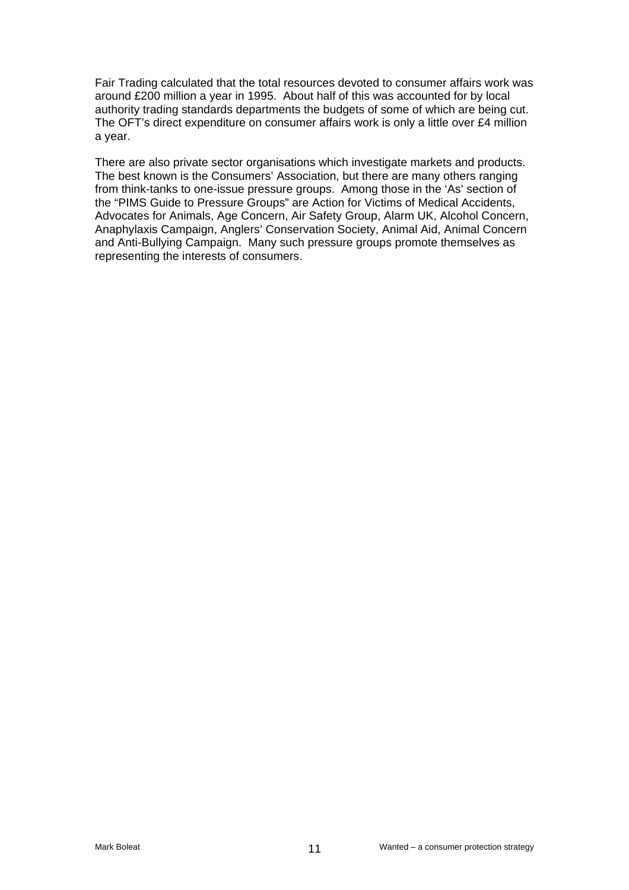Fair Trading calculated that the total resources devoted to consumer affairs work was around £200 million a year in 1995. About half of this was accounted for by local authority trading standards departments the budgets of some of which are being cut. The OFT's direct expenditure on consumer affairs work is only a little over £4 million a year.

There are also private sector organisations which investigate markets and products. The best known is the Consumers' Association, but there are many others ranging from think-tanks to one-issue pressure groups. Among those in the 'As' section of the "PIMS Guide to Pressure Groups" are Action for Victims of Medical Accidents, Advocates for Animals, Age Concern, Air Safety Group, Alarm UK, Alcohol Concern, Anaphylaxis Campaign, Anglers' Conservation Society, Animal Aid, Animal Concern and Anti-Bullying Campaign. Many such pressure groups promote themselves as representing the interests of consumers.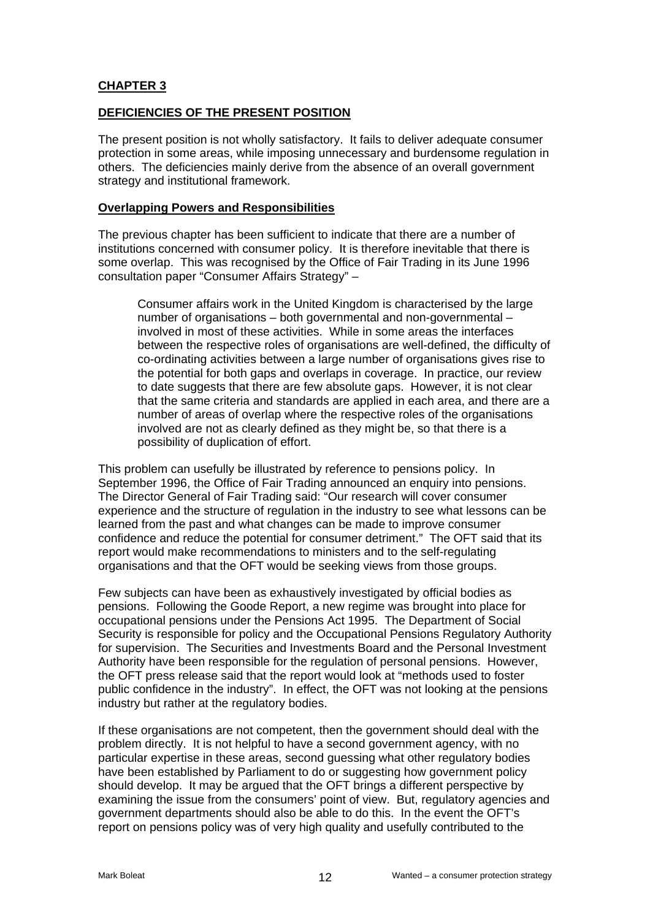## CHAPTER 3

## DEFICIENCIES OF THE PRESENT POSITION

The present position is not wholly satisfactory. It fails to deliver adequate consumer protection in some areas, while imposing unnecessary and burdensome regulation in others. The deficiencies mainly derive from the absence of an overall government strategy and institutional framework.

### Overlapping Powers and Responsibilities

The previous chapter has been sufficient to indicate that there are a number of institutions concerned with consumer policy. It is therefore inevitable that there is some overlap. This was recognised by the Office of Fair Trading in its June 1996 consultation paper "Consumer Affairs Strategy" –

> Consumer affairs work in the United Kingdom is characterised by the large number of organisations – both governmental and non-governmental – involved in most of these activities. While in some areas the interfaces between the respective roles of organisations are well-defined, the difficulty of co-ordinating activities between a large number of organisations gives rise to the potential for both gaps and overlaps in coverage. In practice, our review to date suggests that there are few absolute gaps. However, it is not clear that the same criteria and standards are applied in each area, and there are a number of areas of overlap where the respective roles of the organisations involved are not as clearly defined as they might be, so that there is a possibility of duplication of effort.

This problem can usefully be illustrated by reference to pensions policy. In September 1996, the Office of Fair Trading announced an enquiry into pensions. The Director General of Fair Trading said: "Our research will cover consumer experience and the structure of regulation in the industry to see what lessons can be learned from the past and what changes can be made to improve consumer confidence and reduce the potential for consumer detriment." The OFT said that its report would make recommendations to ministers and to the self-regulating organisations and that the OFT would be seeking views from those groups.

Few subjects can have been as exhaustively investigated by official bodies as pensions. Following the Goode Report, a new regime was brought into place for occupational pensions under the Pensions Act 1995. The Department of Social Security is responsible for policy and the Occupational Pensions Regulatory Authority for supervision. The Securities and Investments Board and the Personal Investment Authority have been responsible for the regulation of personal pensions. However, the OFT press release said that the report would look at "methods used to foster public confidence in the industry". In effect, the OFT was not looking at the pensions industry but rather at the regulatory bodies.

If these organisations are not competent, then the government should deal with the problem directly. It is not helpful to have a second government agency, with no particular expertise in these areas, second guessing what other regulatory bodies have been established by Parliament to do or suggesting how government policy should develop. It may be argued that the OFT brings a different perspective by examining the issue from the consumers' point of view. But, regulatory agencies and government departments should also be able to do this. In the event the OFT's report on pensions policy was of very high quality and usefully contributed to the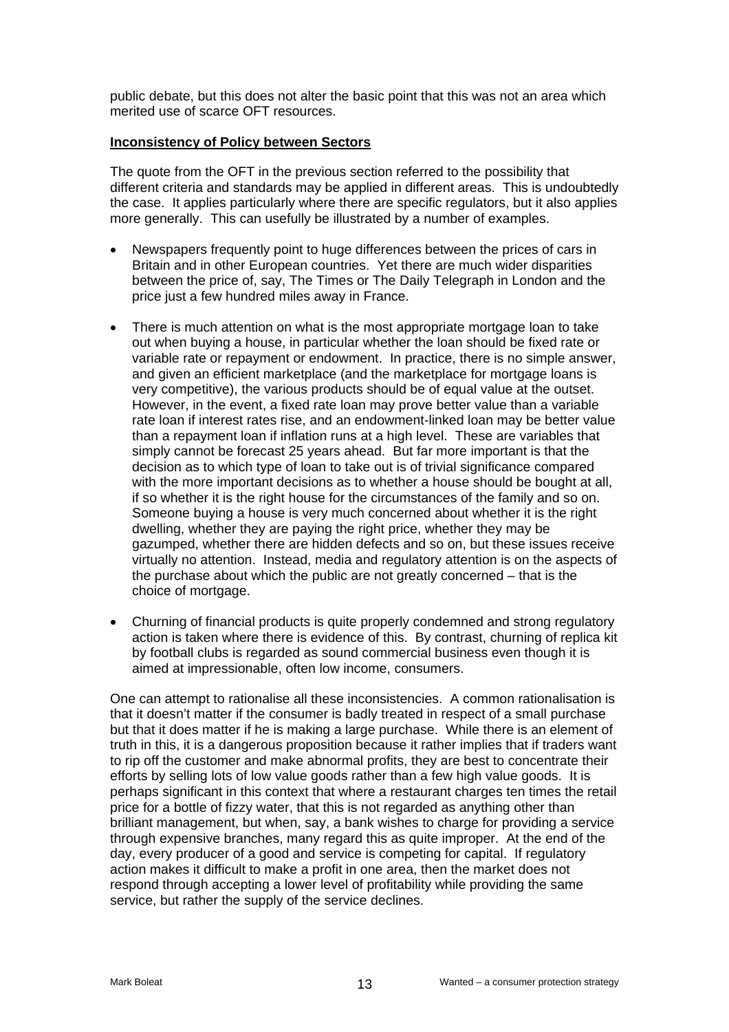public debate, but this does not alter the basic point that this was not an area which merited use of scarce OFT resources.

**Inconsistency of Policy between Sectors**

The quote from the OFT in the previous section referred to the possibility that different criteria and standards may be applied in different areas. This is undoubtedly the case. It applies particularly where there are specific regulators, but it also applies more generally. This can usefully be illustrated by a number of examples.

- Newspapers frequently point to huge differences between the prices of cars in Britain and in other European countries. Yet there are much wider disparities between the price of, say, The Times or The Daily Telegraph in London and the price just a few hundred miles away in France.

- There is much attention on what is the most appropriate mortgage loan to take out when buying a house, in particular whether the loan should be fixed rate or variable rate or repayment or endowment. In practice, there is no simple answer, and given an efficient marketplace (and the marketplace for mortgage loans is very competitive), the various products should be of equal value at the outset. However, in the event, a fixed rate loan may prove better value than a variable rate loan if interest rates rise, and an endowment-linked loan may be better value than a repayment loan if inflation runs at a high level. These are variables that simply cannot be forecast 25 years ahead. But far more important is that the decision as to which type of loan to take out is of trivial significance compared with the more important decisions as to whether a house should be bought at all, if so whether it is the right house for the circumstances of the family and so on. Someone buying a house is very much concerned about whether it is the right dwelling, whether they are paying the right price, whether they may be gazumped, whether there are hidden defects and so on, but these issues receive virtually no attention. Instead, media and regulatory attention is on the aspects of the purchase about which the public are not greatly concerned – that is the choice of mortgage.

- Churning of financial products is quite properly condemned and strong regulatory action is taken where there is evidence of this. By contrast, churning of replica kit by football clubs is regarded as sound commercial business even though it is aimed at impressionable, often low income, consumers.

One can attempt to rationalise all these inconsistencies. A common rationalisation is that it doesn't matter if the consumer is badly treated in respect of a small purchase but that it does matter if he is making a large purchase. While there is an element of truth in this, it is a dangerous proposition because it rather implies that if traders want to rip off the customer and make abnormal profits, they are best to concentrate their efforts by selling lots of low value goods rather than a few high value goods. It is perhaps significant in this context that where a restaurant charges ten times the retail price for a bottle of fizzy water, that this is not regarded as anything other than brilliant management, but when, say, a bank wishes to charge for providing a service through expensive branches, many regard this as quite improper. At the end of the day, every producer of a good and service is competing for capital. If regulatory action makes it difficult to make a profit in one area, then the market does not respond through accepting a lower level of profitability while providing the same service, but rather the supply of the service declines.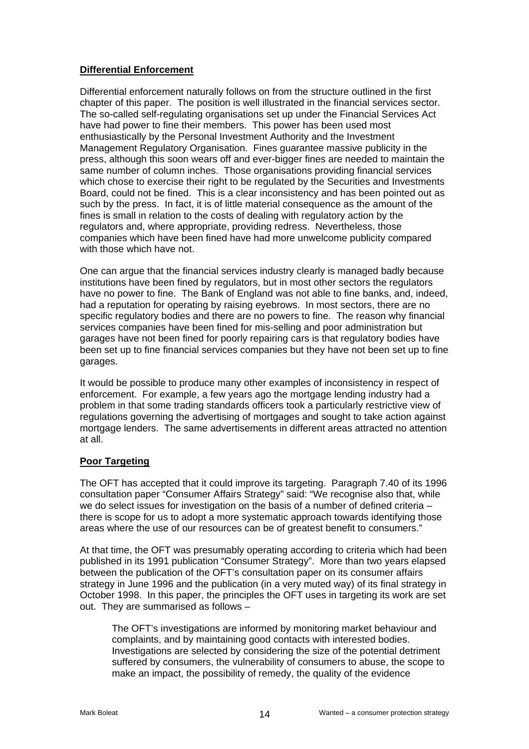**Differential Enforcement**

Differential enforcement naturally follows on from the structure outlined in the first chapter of this paper. The position is well illustrated in the financial services sector. The so-called self-regulating organisations set up under the Financial Services Act have had power to fine their members. This power has been used most enthusiastically by the Personal Investment Authority and the Investment Management Regulatory Organisation. Fines guarantee massive publicity in the press, although this soon wears off and ever-bigger fines are needed to maintain the same number of column inches. Those organisations providing financial services which chose to exercise their right to be regulated by the Securities and Investments Board, could not be fined. This is a clear inconsistency and has been pointed out as such by the press. In fact, it is of little material consequence as the amount of the fines is small in relation to the costs of dealing with regulatory action by the regulators and, where appropriate, providing redress. Nevertheless, those companies which have been fined have had more unwelcome publicity compared with those which have not.

One can argue that the financial services industry clearly is managed badly because institutions have been fined by regulators, but in most other sectors the regulators have no power to fine. The Bank of England was not able to fine banks, and, indeed, had a reputation for operating by raising eyebrows. In most sectors, there are no specific regulatory bodies and there are no powers to fine. The reason why financial services companies have been fined for mis-selling and poor administration but garages have not been fined for poorly repairing cars is that regulatory bodies have been set up to fine financial services companies but they have not been set up to fine garages.

It would be possible to produce many other examples of inconsistency in respect of enforcement. For example, a few years ago the mortgage lending industry had a problem in that some trading standards officers took a particularly restrictive view of regulations governing the advertising of mortgages and sought to take action against mortgage lenders. The same advertisements in different areas attracted no attention at all.

**Poor Targeting**

The OFT has accepted that it could improve its targeting. Paragraph 7.40 of its 1996 consultation paper "Consumer Affairs Strategy" said: "We recognise also that, while we do select issues for investigation on the basis of a number of defined criteria – there is scope for us to adopt a more systematic approach towards identifying those areas where the use of our resources can be of greatest benefit to consumers."

At that time, the OFT was presumably operating according to criteria which had been published in its 1991 publication "Consumer Strategy". More than two years elapsed between the publication of the OFT's consultation paper on its consumer affairs strategy in June 1996 and the publication (in a very muted way) of its final strategy in October 1998. In this paper, the principles the OFT uses in targeting its work are set out. They are summarised as follows –

> The OFT's investigations are informed by monitoring market behaviour and complaints, and by maintaining good contacts with interested bodies. Investigations are selected by considering the size of the potential detriment suffered by consumers, the vulnerability of consumers to abuse, the scope to make an impact, the possibility of remedy, the quality of the evidence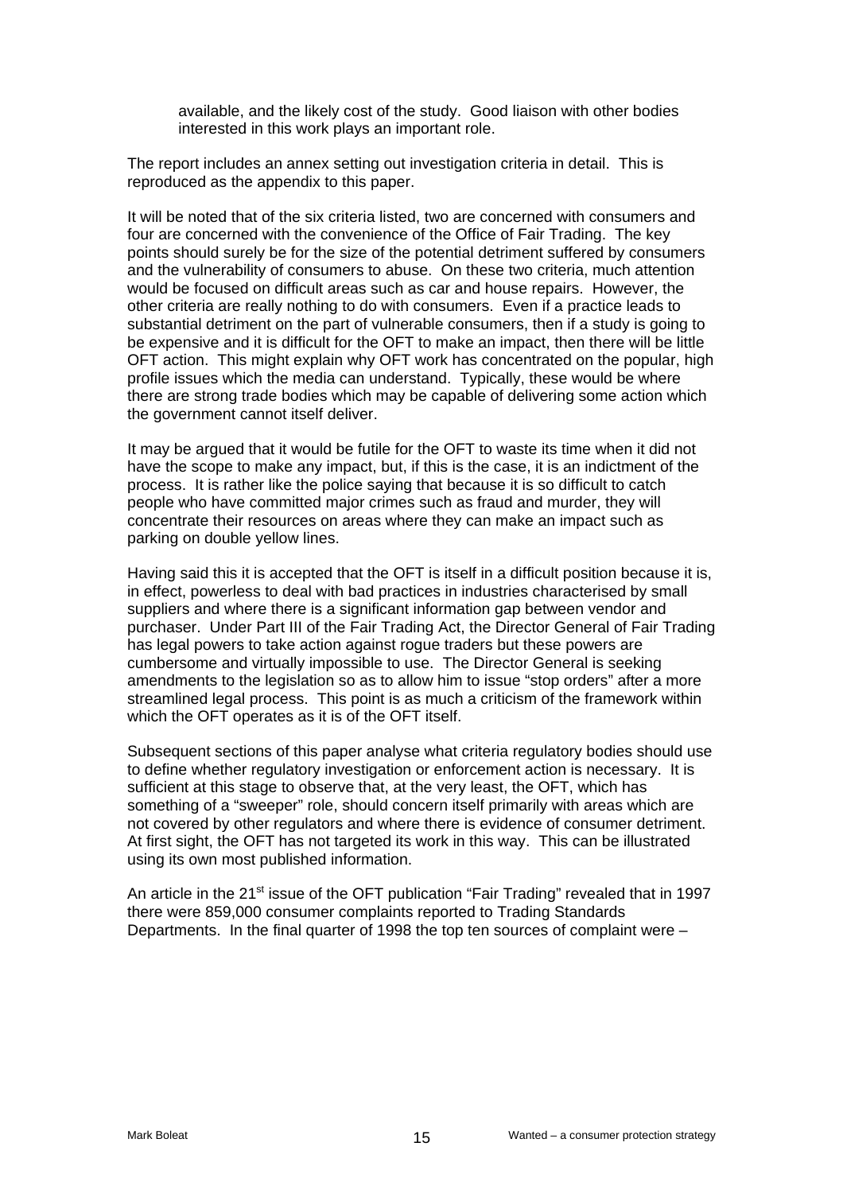available, and the likely cost of the study. Good liaison with other bodies interested in this work plays an important role.

The report includes an annex setting out investigation criteria in detail. This is reproduced as the appendix to this paper.

It will be noted that of the six criteria listed, two are concerned with consumers and four are concerned with the convenience of the Office of Fair Trading. The key points should surely be for the size of the potential detriment suffered by consumers and the vulnerability of consumers to abuse. On these two criteria, much attention would be focused on difficult areas such as car and house repairs. However, the other criteria are really nothing to do with consumers. Even if a practice leads to substantial detriment on the part of vulnerable consumers, then if a study is going to be expensive and it is difficult for the OFT to make an impact, then there will be little OFT action. This might explain why OFT work has concentrated on the popular, high profile issues which the media can understand. Typically, these would be where there are strong trade bodies which may be capable of delivering some action which the government cannot itself deliver.

It may be argued that it would be futile for the OFT to waste its time when it did not have the scope to make any impact, but, if this is the case, it is an indictment of the process. It is rather like the police saying that because it is so difficult to catch people who have committed major crimes such as fraud and murder, they will concentrate their resources on areas where they can make an impact such as parking on double yellow lines.

Having said this it is accepted that the OFT is itself in a difficult position because it is, in effect, powerless to deal with bad practices in industries characterised by small suppliers and where there is a significant information gap between vendor and purchaser. Under Part III of the Fair Trading Act, the Director General of Fair Trading has legal powers to take action against rogue traders but these powers are cumbersome and virtually impossible to use. The Director General is seeking amendments to the legislation so as to allow him to issue "stop orders" after a more streamlined legal process. This point is as much a criticism of the framework within which the OFT operates as it is of the OFT itself.

Subsequent sections of this paper analyse what criteria regulatory bodies should use to define whether regulatory investigation or enforcement action is necessary. It is sufficient at this stage to observe that, at the very least, the OFT, which has something of a "sweeper" role, should concern itself primarily with areas which are not covered by other regulators and where there is evidence of consumer detriment. At first sight, the OFT has not targeted its work in this way. This can be illustrated using its own most published information.

An article in the 21st issue of the OFT publication "Fair Trading" revealed that in 1997 there were 859,000 consumer complaints reported to Trading Standards Departments. In the final quarter of 1998 the top ten sources of complaint were –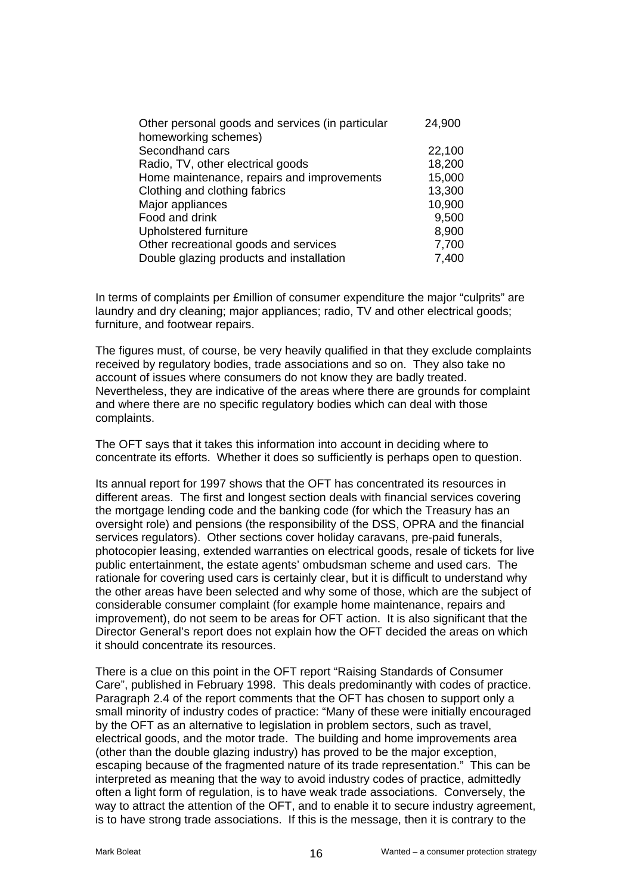| | |
|---|---|
| Other personal goods and services (in particular homeworking schemes) | 24,900 |
| Secondhand cars | 22,100 |
| Radio, TV, other electrical goods | 18,200 |
| Home maintenance, repairs and improvements | 15,000 |
| Clothing and clothing fabrics | 13,300 |
| Major appliances | 10,900 |
| Food and drink | 9,500 |
| Upholstered furniture | 8,900 |
| Other recreational goods and services | 7,700 |
| Double glazing products and installation | 7,400 |

In terms of complaints per £million of consumer expenditure the major "culprits" are laundry and dry cleaning; major appliances; radio, TV and other electrical goods; furniture, and footwear repairs.

The figures must, of course, be very heavily qualified in that they exclude complaints received by regulatory bodies, trade associations and so on. They also take no account of issues where consumers do not know they are badly treated. Nevertheless, they are indicative of the areas where there are grounds for complaint and where there are no specific regulatory bodies which can deal with those complaints.

The OFT says that it takes this information into account in deciding where to concentrate its efforts. Whether it does so sufficiently is perhaps open to question.

Its annual report for 1997 shows that the OFT has concentrated its resources in different areas. The first and longest section deals with financial services covering the mortgage lending code and the banking code (for which the Treasury has an oversight role) and pensions (the responsibility of the DSS, OPRA and the financial services regulators). Other sections cover holiday caravans, pre-paid funerals, photocopier leasing, extended warranties on electrical goods, resale of tickets for live public entertainment, the estate agents' ombudsman scheme and used cars. The rationale for covering used cars is certainly clear, but it is difficult to understand why the other areas have been selected and why some of those, which are the subject of considerable consumer complaint (for example home maintenance, repairs and improvement), do not seem to be areas for OFT action. It is also significant that the Director General's report does not explain how the OFT decided the areas on which it should concentrate its resources.

There is a clue on this point in the OFT report "Raising Standards of Consumer Care", published in February 1998. This deals predominantly with codes of practice. Paragraph 2.4 of the report comments that the OFT has chosen to support only a small minority of industry codes of practice: "Many of these were initially encouraged by the OFT as an alternative to legislation in problem sectors, such as travel, electrical goods, and the motor trade. The building and home improvements area (other than the double glazing industry) has proved to be the major exception, escaping because of the fragmented nature of its trade representation." This can be interpreted as meaning that the way to avoid industry codes of practice, admittedly often a light form of regulation, is to have weak trade associations. Conversely, the way to attract the attention of the OFT, and to enable it to secure industry agreement, is to have strong trade associations. If this is the message, then it is contrary to the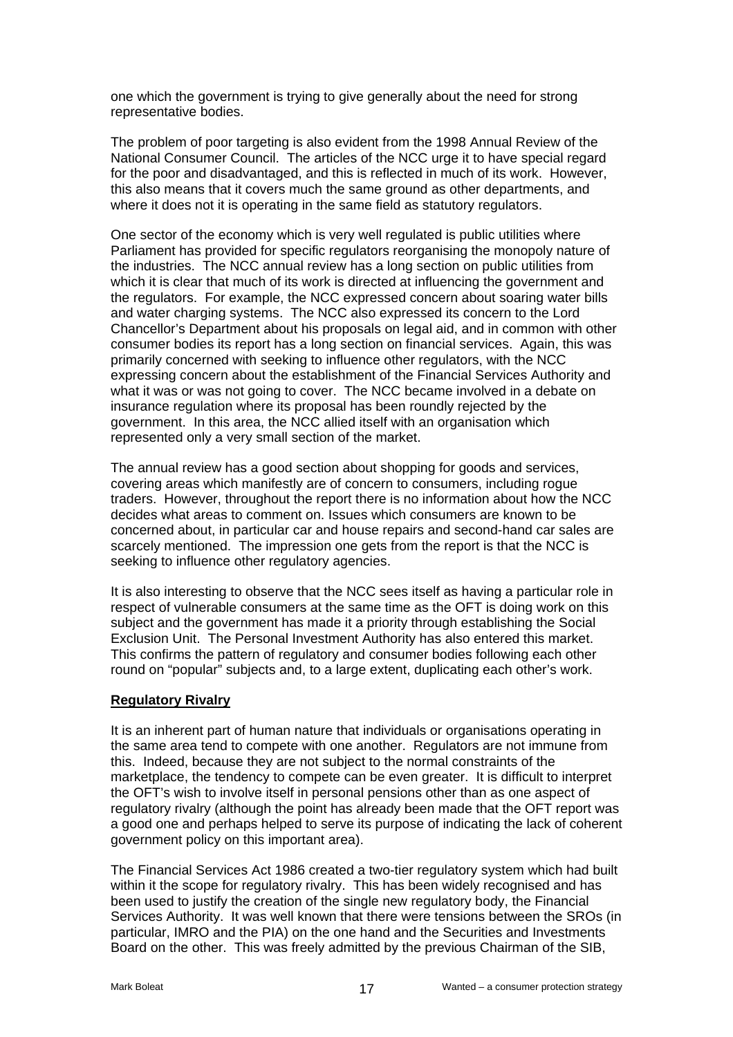one which the government is trying to give generally about the need for strong representative bodies.

The problem of poor targeting is also evident from the 1998 Annual Review of the National Consumer Council. The articles of the NCC urge it to have special regard for the poor and disadvantaged, and this is reflected in much of its work. However, this also means that it covers much the same ground as other departments, and where it does not it is operating in the same field as statutory regulators.

One sector of the economy which is very well regulated is public utilities where Parliament has provided for specific regulators reorganising the monopoly nature of the industries. The NCC annual review has a long section on public utilities from which it is clear that much of its work is directed at influencing the government and the regulators. For example, the NCC expressed concern about soaring water bills and water charging systems. The NCC also expressed its concern to the Lord Chancellor's Department about his proposals on legal aid, and in common with other consumer bodies its report has a long section on financial services. Again, this was primarily concerned with seeking to influence other regulators, with the NCC expressing concern about the establishment of the Financial Services Authority and what it was or was not going to cover. The NCC became involved in a debate on insurance regulation where its proposal has been roundly rejected by the government. In this area, the NCC allied itself with an organisation which represented only a very small section of the market.

The annual review has a good section about shopping for goods and services, covering areas which manifestly are of concern to consumers, including rogue traders. However, throughout the report there is no information about how the NCC decides what areas to comment on. Issues which consumers are known to be concerned about, in particular car and house repairs and second-hand car sales are scarcely mentioned. The impression one gets from the report is that the NCC is seeking to influence other regulatory agencies.

It is also interesting to observe that the NCC sees itself as having a particular role in respect of vulnerable consumers at the same time as the OFT is doing work on this subject and the government has made it a priority through establishing the Social Exclusion Unit. The Personal Investment Authority has also entered this market. This confirms the pattern of regulatory and consumer bodies following each other round on "popular" subjects and, to a large extent, duplicating each other's work.

**Regulatory Rivalry**

It is an inherent part of human nature that individuals or organisations operating in the same area tend to compete with one another. Regulators are not immune from this. Indeed, because they are not subject to the normal constraints of the marketplace, the tendency to compete can be even greater. It is difficult to interpret the OFT's wish to involve itself in personal pensions other than as one aspect of regulatory rivalry (although the point has already been made that the OFT report was a good one and perhaps helped to serve its purpose of indicating the lack of coherent government policy on this important area).

The Financial Services Act 1986 created a two-tier regulatory system which had built within it the scope for regulatory rivalry. This has been widely recognised and has been used to justify the creation of the single new regulatory body, the Financial Services Authority. It was well known that there were tensions between the SROs (in particular, IMRO and the PIA) on the one hand and the Securities and Investments Board on the other. This was freely admitted by the previous Chairman of the SIB,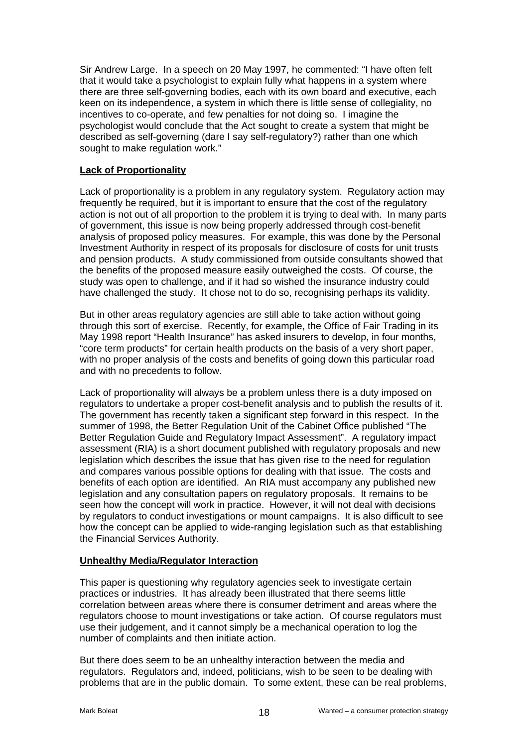Sir Andrew Large. In a speech on 20 May 1997, he commented: "I have often felt that it would take a psychologist to explain fully what happens in a system where there are three self-governing bodies, each with its own board and executive, each keen on its independence, a system in which there is little sense of collegiality, no incentives to co-operate, and few penalties for not doing so. I imagine the psychologist would conclude that the Act sought to create a system that might be described as self-governing (dare I say self-regulatory?) rather than one which sought to make regulation work."

**Lack of Proportionality**

Lack of proportionality is a problem in any regulatory system. Regulatory action may frequently be required, but it is important to ensure that the cost of the regulatory action is not out of all proportion to the problem it is trying to deal with. In many parts of government, this issue is now being properly addressed through cost-benefit analysis of proposed policy measures. For example, this was done by the Personal Investment Authority in respect of its proposals for disclosure of costs for unit trusts and pension products. A study commissioned from outside consultants showed that the benefits of the proposed measure easily outweighed the costs. Of course, the study was open to challenge, and if it had so wished the insurance industry could have challenged the study. It chose not to do so, recognising perhaps its validity.

But in other areas regulatory agencies are still able to take action without going through this sort of exercise. Recently, for example, the Office of Fair Trading in its May 1998 report "Health Insurance" has asked insurers to develop, in four months, "core term products" for certain health products on the basis of a very short paper, with no proper analysis of the costs and benefits of going down this particular road and with no precedents to follow.

Lack of proportionality will always be a problem unless there is a duty imposed on regulators to undertake a proper cost-benefit analysis and to publish the results of it. The government has recently taken a significant step forward in this respect. In the summer of 1998, the Better Regulation Unit of the Cabinet Office published "The Better Regulation Guide and Regulatory Impact Assessment". A regulatory impact assessment (RIA) is a short document published with regulatory proposals and new legislation which describes the issue that has given rise to the need for regulation and compares various possible options for dealing with that issue. The costs and benefits of each option are identified. An RIA must accompany any published new legislation and any consultation papers on regulatory proposals. It remains to be seen how the concept will work in practice. However, it will not deal with decisions by regulators to conduct investigations or mount campaigns. It is also difficult to see how the concept can be applied to wide-ranging legislation such as that establishing the Financial Services Authority.

**Unhealthy Media/Regulator Interaction**

This paper is questioning why regulatory agencies seek to investigate certain practices or industries. It has already been illustrated that there seems little correlation between areas where there is consumer detriment and areas where the regulators choose to mount investigations or take action. Of course regulators must use their judgement, and it cannot simply be a mechanical operation to log the number of complaints and then initiate action.

But there does seem to be an unhealthy interaction between the media and regulators. Regulators and, indeed, politicians, wish to be seen to be dealing with problems that are in the public domain. To some extent, these can be real problems,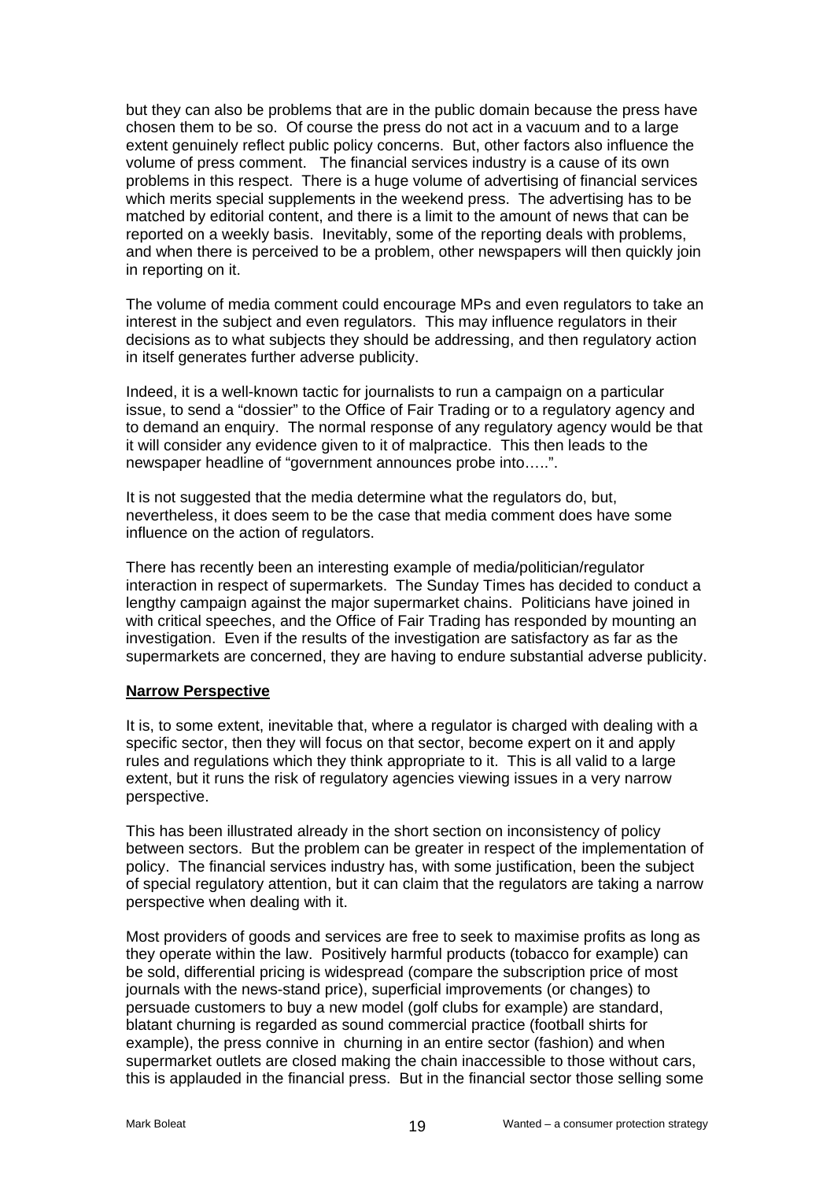but they can also be problems that are in the public domain because the press have chosen them to be so. Of course the press do not act in a vacuum and to a large extent genuinely reflect public policy concerns. But, other factors also influence the volume of press comment. The financial services industry is a cause of its own problems in this respect. There is a huge volume of advertising of financial services which merits special supplements in the weekend press. The advertising has to be matched by editorial content, and there is a limit to the amount of news that can be reported on a weekly basis. Inevitably, some of the reporting deals with problems, and when there is perceived to be a problem, other newspapers will then quickly join in reporting on it.

The volume of media comment could encourage MPs and even regulators to take an interest in the subject and even regulators. This may influence regulators in their decisions as to what subjects they should be addressing, and then regulatory action in itself generates further adverse publicity.

Indeed, it is a well-known tactic for journalists to run a campaign on a particular issue, to send a "dossier" to the Office of Fair Trading or to a regulatory agency and to demand an enquiry. The normal response of any regulatory agency would be that it will consider any evidence given to it of malpractice. This then leads to the newspaper headline of "government announces probe into…..".

It is not suggested that the media determine what the regulators do, but, nevertheless, it does seem to be the case that media comment does have some influence on the action of regulators.

There has recently been an interesting example of media/politician/regulator interaction in respect of supermarkets. The Sunday Times has decided to conduct a lengthy campaign against the major supermarket chains. Politicians have joined in with critical speeches, and the Office of Fair Trading has responded by mounting an investigation. Even if the results of the investigation are satisfactory as far as the supermarkets are concerned, they are having to endure substantial adverse publicity.

**Narrow Perspective**

It is, to some extent, inevitable that, where a regulator is charged with dealing with a specific sector, then they will focus on that sector, become expert on it and apply rules and regulations which they think appropriate to it. This is all valid to a large extent, but it runs the risk of regulatory agencies viewing issues in a very narrow perspective.

This has been illustrated already in the short section on inconsistency of policy between sectors. But the problem can be greater in respect of the implementation of policy. The financial services industry has, with some justification, been the subject of special regulatory attention, but it can claim that the regulators are taking a narrow perspective when dealing with it.

Most providers of goods and services are free to seek to maximise profits as long as they operate within the law. Positively harmful products (tobacco for example) can be sold, differential pricing is widespread (compare the subscription price of most journals with the news-stand price), superficial improvements (or changes) to persuade customers to buy a new model (golf clubs for example) are standard, blatant churning is regarded as sound commercial practice (football shirts for example), the press connive in churning in an entire sector (fashion) and when supermarket outlets are closed making the chain inaccessible to those without cars, this is applauded in the financial press. But in the financial sector those selling some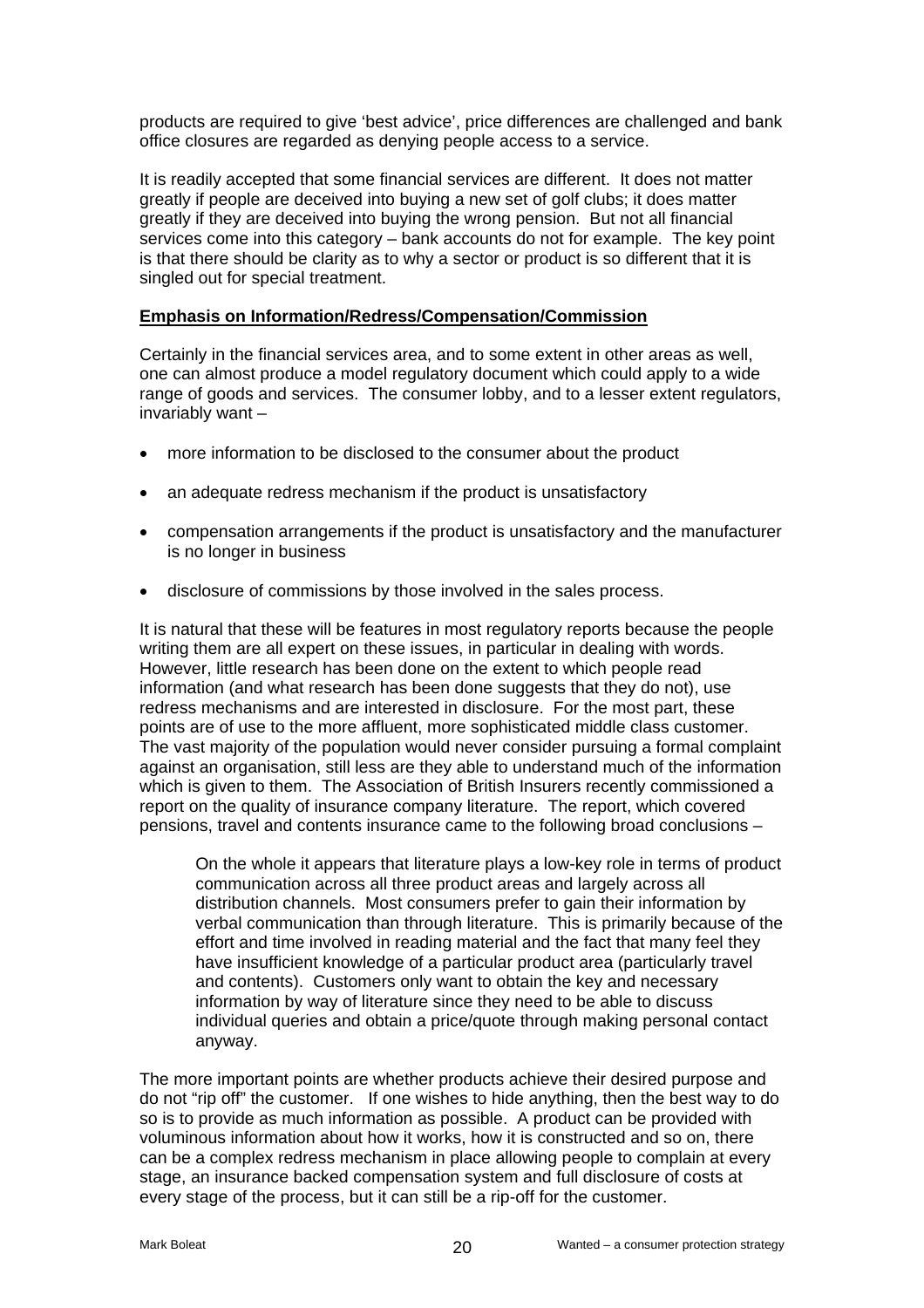products are required to give 'best advice', price differences are challenged and bank office closures are regarded as denying people access to a service.

It is readily accepted that some financial services are different. It does not matter greatly if people are deceived into buying a new set of golf clubs; it does matter greatly if they are deceived into buying the wrong pension. But not all financial services come into this category – bank accounts do not for example. The key point is that there should be clarity as to why a sector or product is so different that it is singled out for special treatment.

**Emphasis on Information/Redress/Compensation/Commission**

Certainly in the financial services area, and to some extent in other areas as well, one can almost produce a model regulatory document which could apply to a wide range of goods and services. The consumer lobby, and to a lesser extent regulators, invariably want –

- more information to be disclosed to the consumer about the product
- an adequate redress mechanism if the product is unsatisfactory
- compensation arrangements if the product is unsatisfactory and the manufacturer is no longer in business
- disclosure of commissions by those involved in the sales process.

It is natural that these will be features in most regulatory reports because the people writing them are all expert on these issues, in particular in dealing with words. However, little research has been done on the extent to which people read information (and what research has been done suggests that they do not), use redress mechanisms and are interested in disclosure. For the most part, these points are of use to the more affluent, more sophisticated middle class customer. The vast majority of the population would never consider pursuing a formal complaint against an organisation, still less are they able to understand much of the information which is given to them. The Association of British Insurers recently commissioned a report on the quality of insurance company literature. The report, which covered pensions, travel and contents insurance came to the following broad conclusions –

> On the whole it appears that literature plays a low-key role in terms of product communication across all three product areas and largely across all distribution channels. Most consumers prefer to gain their information by verbal communication than through literature. This is primarily because of the effort and time involved in reading material and the fact that many feel they have insufficient knowledge of a particular product area (particularly travel and contents). Customers only want to obtain the key and necessary information by way of literature since they need to be able to discuss individual queries and obtain a price/quote through making personal contact anyway.

The more important points are whether products achieve their desired purpose and do not "rip off" the customer. If one wishes to hide anything, then the best way to do so is to provide as much information as possible. A product can be provided with voluminous information about how it works, how it is constructed and so on, there can be a complex redress mechanism in place allowing people to complain at every stage, an insurance backed compensation system and full disclosure of costs at every stage of the process, but it can still be a rip-off for the customer.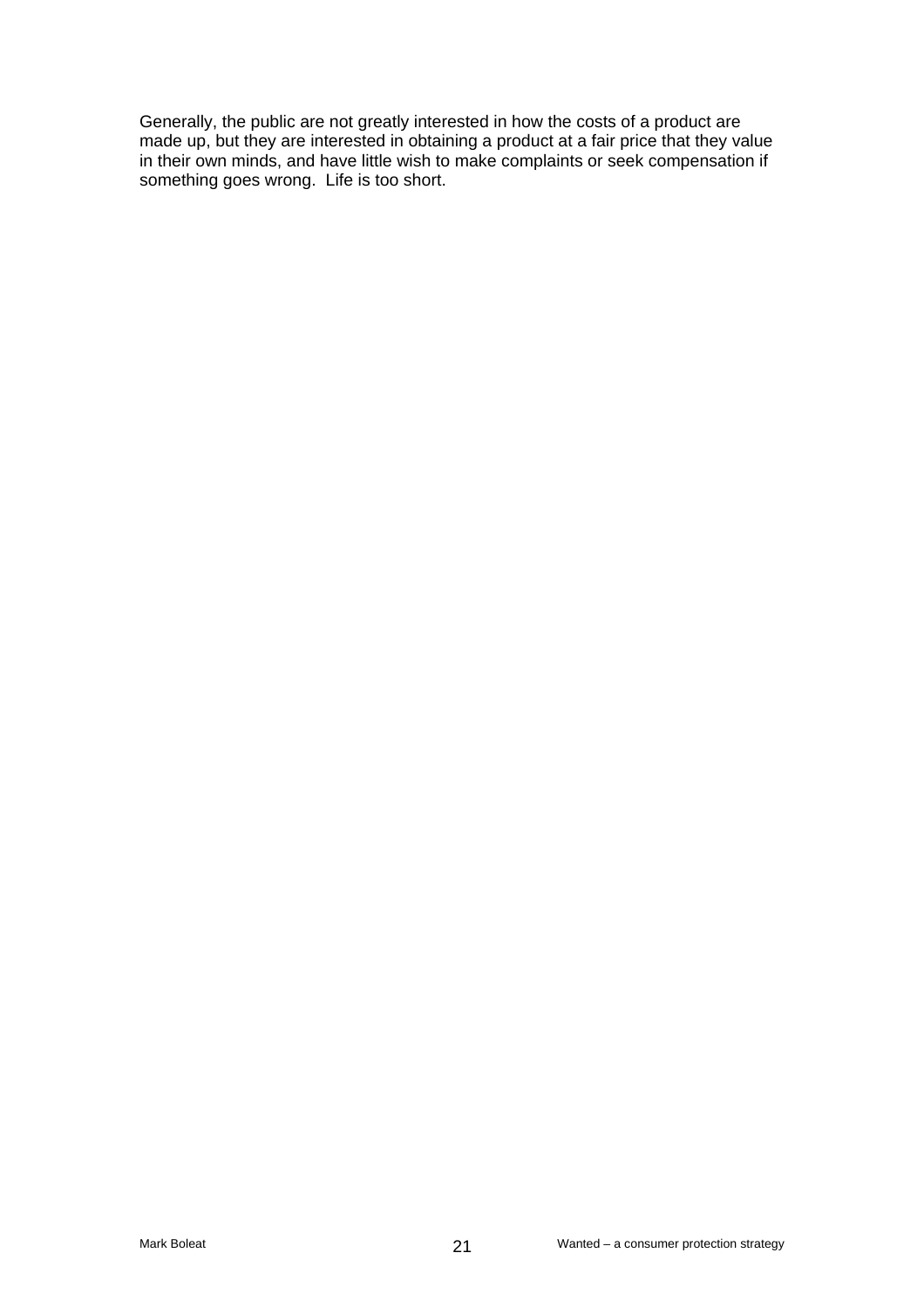Generally, the public are not greatly interested in how the costs of a product are made up, but they are interested in obtaining a product at a fair price that they value in their own minds, and have little wish to make complaints or seek compensation if something goes wrong. Life is too short.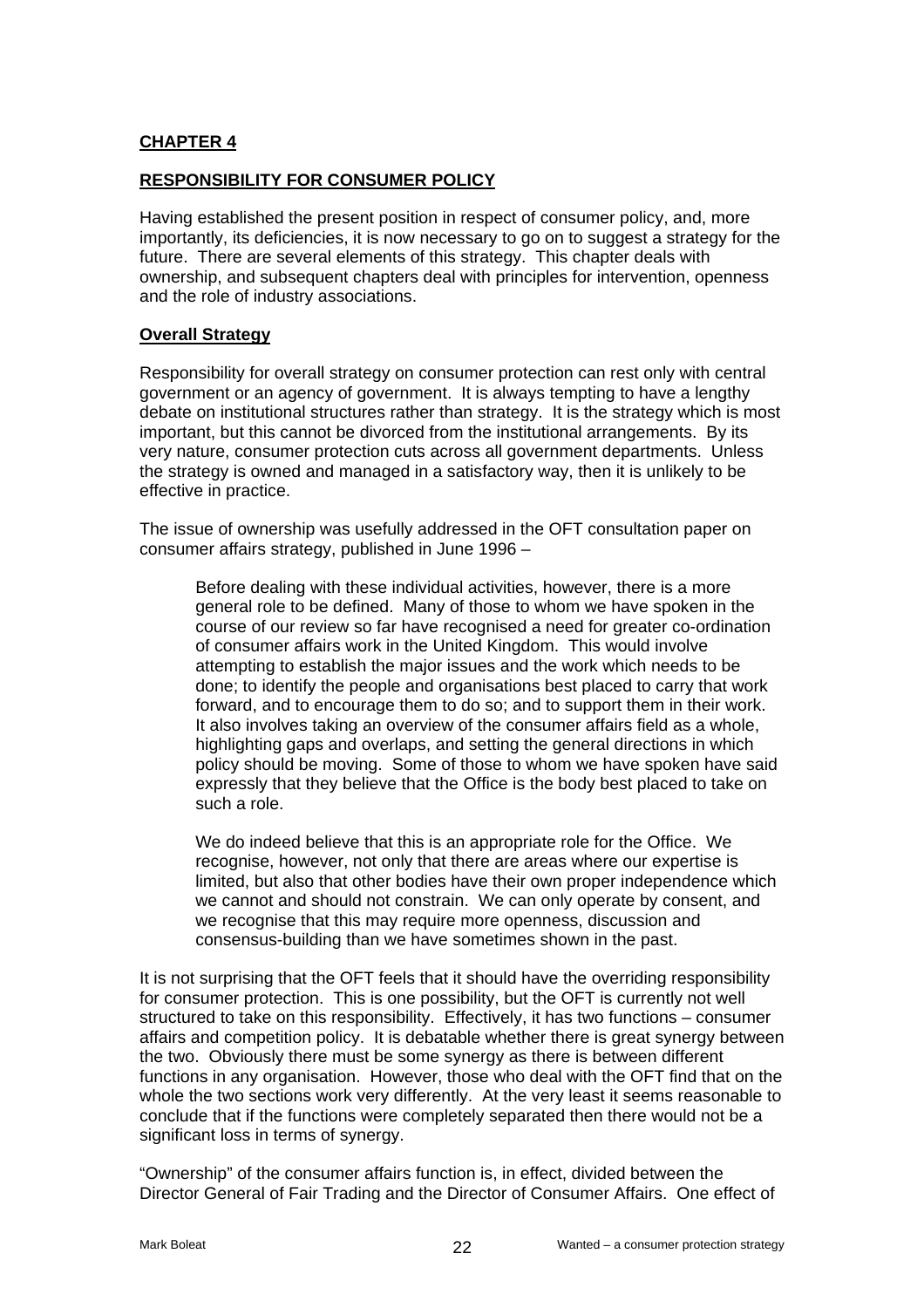## CHAPTER 4

## RESPONSIBILITY FOR CONSUMER POLICY

Having established the present position in respect of consumer policy, and, more importantly, its deficiencies, it is now necessary to go on to suggest a strategy for the future. There are several elements of this strategy. This chapter deals with ownership, and subsequent chapters deal with principles for intervention, openness and the role of industry associations.

### Overall Strategy

Responsibility for overall strategy on consumer protection can rest only with central government or an agency of government. It is always tempting to have a lengthy debate on institutional structures rather than strategy. It is the strategy which is most important, but this cannot be divorced from the institutional arrangements. By its very nature, consumer protection cuts across all government departments. Unless the strategy is owned and managed in a satisfactory way, then it is unlikely to be effective in practice.

The issue of ownership was usefully addressed in the OFT consultation paper on consumer affairs strategy, published in June 1996 –

> Before dealing with these individual activities, however, there is a more general role to be defined. Many of those to whom we have spoken in the course of our review so far have recognised a need for greater co-ordination of consumer affairs work in the United Kingdom. This would involve attempting to establish the major issues and the work which needs to be done; to identify the people and organisations best placed to carry that work forward, and to encourage them to do so; and to support them in their work. It also involves taking an overview of the consumer affairs field as a whole, highlighting gaps and overlaps, and setting the general directions in which policy should be moving. Some of those to whom we have spoken have said expressly that they believe that the Office is the body best placed to take on such a role.
>
> We do indeed believe that this is an appropriate role for the Office. We recognise, however, not only that there are areas where our expertise is limited, but also that other bodies have their own proper independence which we cannot and should not constrain. We can only operate by consent, and we recognise that this may require more openness, discussion and consensus-building than we have sometimes shown in the past.

It is not surprising that the OFT feels that it should have the overriding responsibility for consumer protection. This is one possibility, but the OFT is currently not well structured to take on this responsibility. Effectively, it has two functions – consumer affairs and competition policy. It is debatable whether there is great synergy between the two. Obviously there must be some synergy as there is between different functions in any organisation. However, those who deal with the OFT find that on the whole the two sections work very differently. At the very least it seems reasonable to conclude that if the functions were completely separated then there would not be a significant loss in terms of synergy.

"Ownership" of the consumer affairs function is, in effect, divided between the Director General of Fair Trading and the Director of Consumer Affairs. One effect of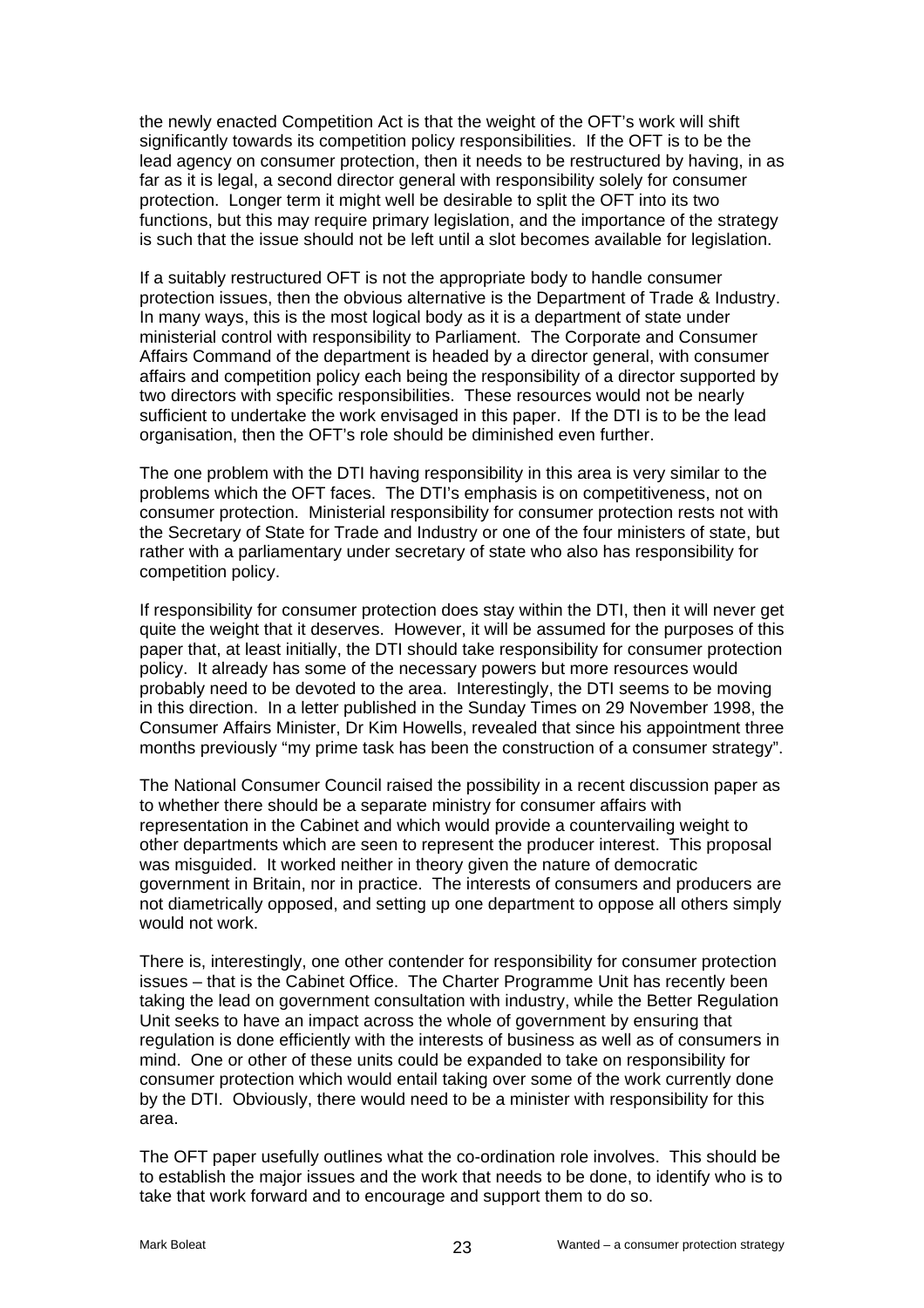the newly enacted Competition Act is that the weight of the OFT's work will shift significantly towards its competition policy responsibilities. If the OFT is to be the lead agency on consumer protection, then it needs to be restructured by having, in as far as it is legal, a second director general with responsibility solely for consumer protection. Longer term it might well be desirable to split the OFT into its two functions, but this may require primary legislation, and the importance of the strategy is such that the issue should not be left until a slot becomes available for legislation.

If a suitably restructured OFT is not the appropriate body to handle consumer protection issues, then the obvious alternative is the Department of Trade & Industry. In many ways, this is the most logical body as it is a department of state under ministerial control with responsibility to Parliament. The Corporate and Consumer Affairs Command of the department is headed by a director general, with consumer affairs and competition policy each being the responsibility of a director supported by two directors with specific responsibilities. These resources would not be nearly sufficient to undertake the work envisaged in this paper. If the DTI is to be the lead organisation, then the OFT's role should be diminished even further.

The one problem with the DTI having responsibility in this area is very similar to the problems which the OFT faces. The DTI's emphasis is on competitiveness, not on consumer protection. Ministerial responsibility for consumer protection rests not with the Secretary of State for Trade and Industry or one of the four ministers of state, but rather with a parliamentary under secretary of state who also has responsibility for competition policy.

If responsibility for consumer protection does stay within the DTI, then it will never get quite the weight that it deserves. However, it will be assumed for the purposes of this paper that, at least initially, the DTI should take responsibility for consumer protection policy. It already has some of the necessary powers but more resources would probably need to be devoted to the area. Interestingly, the DTI seems to be moving in this direction. In a letter published in the Sunday Times on 29 November 1998, the Consumer Affairs Minister, Dr Kim Howells, revealed that since his appointment three months previously "my prime task has been the construction of a consumer strategy".

The National Consumer Council raised the possibility in a recent discussion paper as to whether there should be a separate ministry for consumer affairs with representation in the Cabinet and which would provide a countervailing weight to other departments which are seen to represent the producer interest. This proposal was misguided. It worked neither in theory given the nature of democratic government in Britain, nor in practice. The interests of consumers and producers are not diametrically opposed, and setting up one department to oppose all others simply would not work.

There is, interestingly, one other contender for responsibility for consumer protection issues – that is the Cabinet Office. The Charter Programme Unit has recently been taking the lead on government consultation with industry, while the Better Regulation Unit seeks to have an impact across the whole of government by ensuring that regulation is done efficiently with the interests of business as well as of consumers in mind. One or other of these units could be expanded to take on responsibility for consumer protection which would entail taking over some of the work currently done by the DTI. Obviously, there would need to be a minister with responsibility for this area.

The OFT paper usefully outlines what the co-ordination role involves. This should be to establish the major issues and the work that needs to be done, to identify who is to take that work forward and to encourage and support them to do so.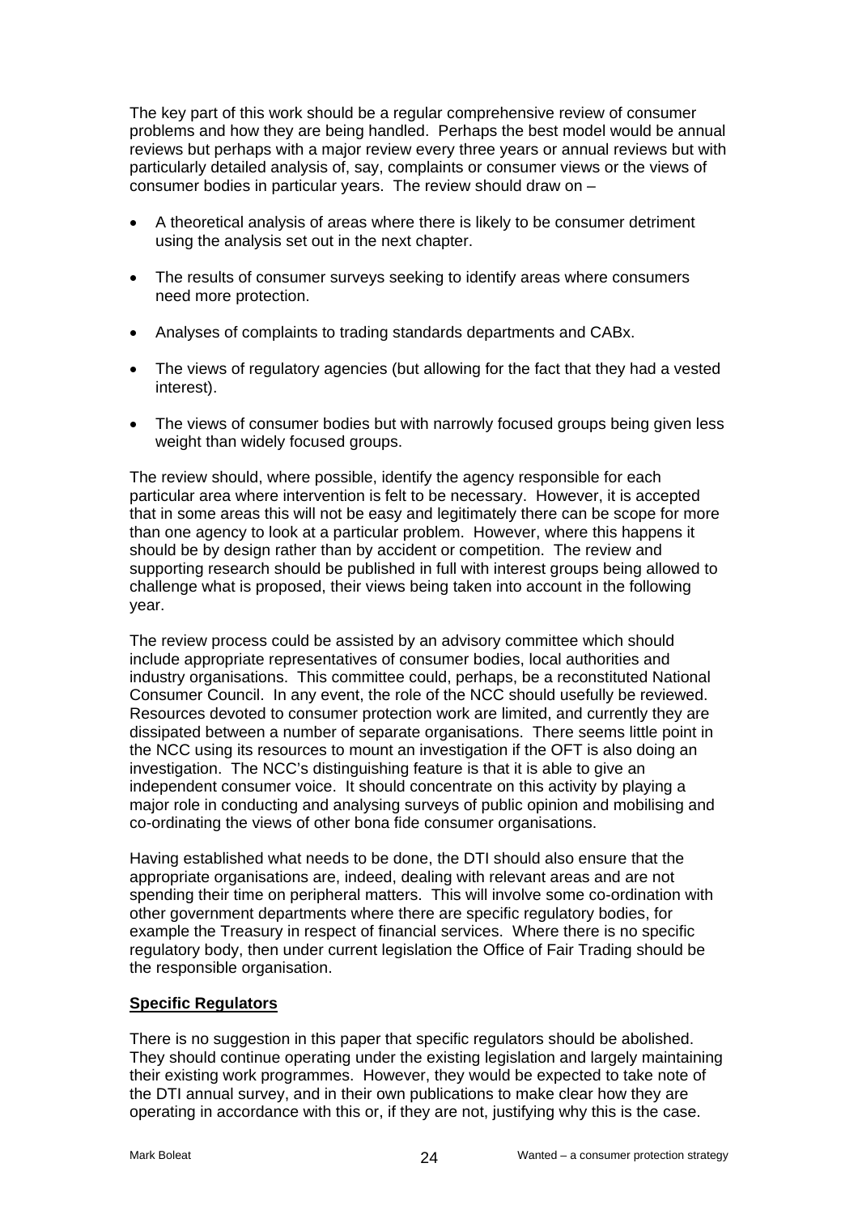The key part of this work should be a regular comprehensive review of consumer problems and how they are being handled. Perhaps the best model would be annual reviews but perhaps with a major review every three years or annual reviews but with particularly detailed analysis of, say, complaints or consumer views or the views of consumer bodies in particular years. The review should draw on –

- A theoretical analysis of areas where there is likely to be consumer detriment using the analysis set out in the next chapter.
- The results of consumer surveys seeking to identify areas where consumers need more protection.
- Analyses of complaints to trading standards departments and CABx.
- The views of regulatory agencies (but allowing for the fact that they had a vested interest).
- The views of consumer bodies but with narrowly focused groups being given less weight than widely focused groups.

The review should, where possible, identify the agency responsible for each particular area where intervention is felt to be necessary. However, it is accepted that in some areas this will not be easy and legitimately there can be scope for more than one agency to look at a particular problem. However, where this happens it should be by design rather than by accident or competition. The review and supporting research should be published in full with interest groups being allowed to challenge what is proposed, their views being taken into account in the following year.

The review process could be assisted by an advisory committee which should include appropriate representatives of consumer bodies, local authorities and industry organisations. This committee could, perhaps, be a reconstituted National Consumer Council. In any event, the role of the NCC should usefully be reviewed. Resources devoted to consumer protection work are limited, and currently they are dissipated between a number of separate organisations. There seems little point in the NCC using its resources to mount an investigation if the OFT is also doing an investigation. The NCC's distinguishing feature is that it is able to give an independent consumer voice. It should concentrate on this activity by playing a major role in conducting and analysing surveys of public opinion and mobilising and co-ordinating the views of other bona fide consumer organisations.

Having established what needs to be done, the DTI should also ensure that the appropriate organisations are, indeed, dealing with relevant areas and are not spending their time on peripheral matters. This will involve some co-ordination with other government departments where there are specific regulatory bodies, for example the Treasury in respect of financial services. Where there is no specific regulatory body, then under current legislation the Office of Fair Trading should be the responsible organisation.

**Specific Regulators**

There is no suggestion in this paper that specific regulators should be abolished. They should continue operating under the existing legislation and largely maintaining their existing work programmes. However, they would be expected to take note of the DTI annual survey, and in their own publications to make clear how they are operating in accordance with this or, if they are not, justifying why this is the case.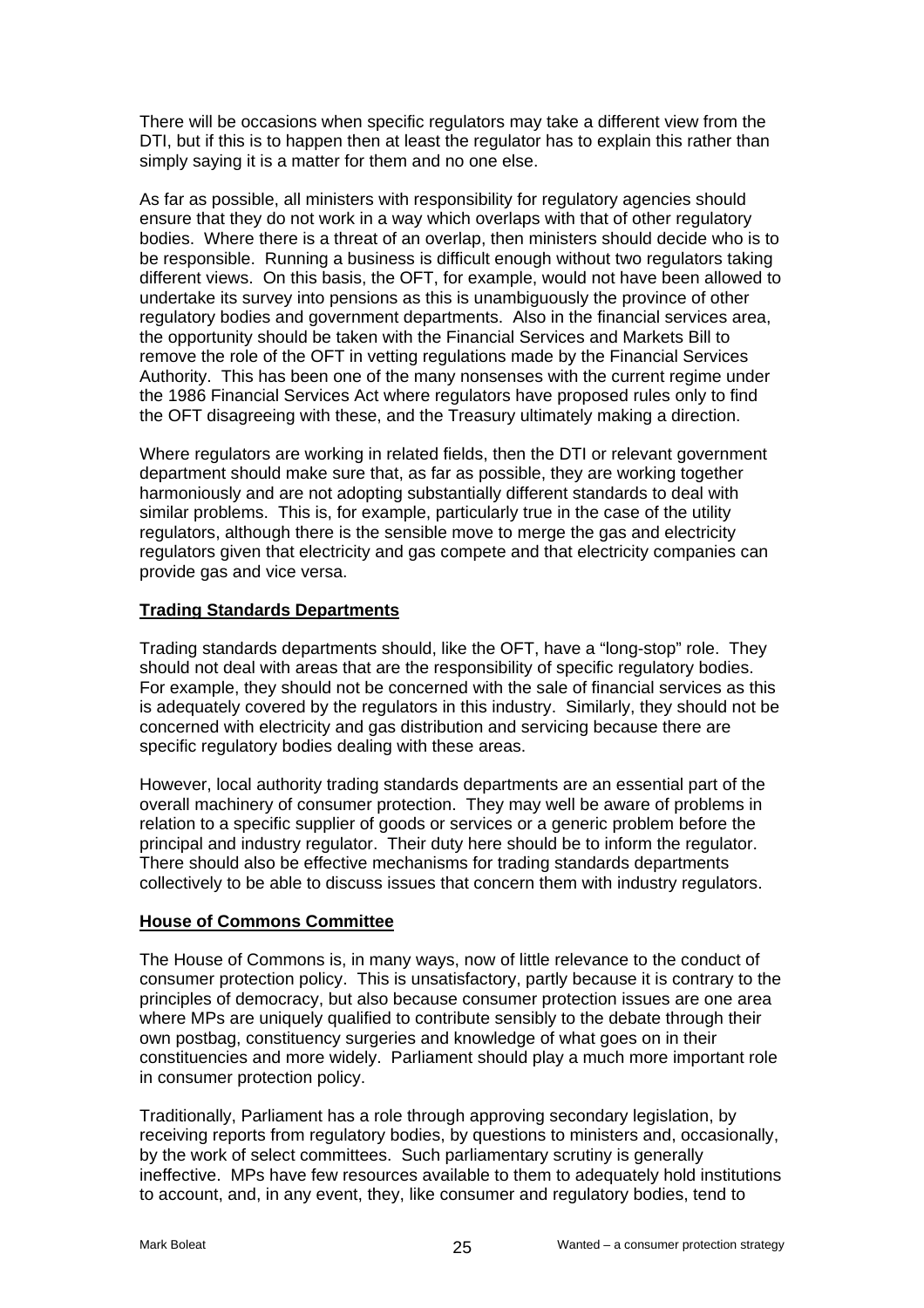There will be occasions when specific regulators may take a different view from the DTI, but if this is to happen then at least the regulator has to explain this rather than simply saying it is a matter for them and no one else.

As far as possible, all ministers with responsibility for regulatory agencies should ensure that they do not work in a way which overlaps with that of other regulatory bodies. Where there is a threat of an overlap, then ministers should decide who is to be responsible. Running a business is difficult enough without two regulators taking different views. On this basis, the OFT, for example, would not have been allowed to undertake its survey into pensions as this is unambiguously the province of other regulatory bodies and government departments. Also in the financial services area, the opportunity should be taken with the Financial Services and Markets Bill to remove the role of the OFT in vetting regulations made by the Financial Services Authority. This has been one of the many nonsenses with the current regime under the 1986 Financial Services Act where regulators have proposed rules only to find the OFT disagreeing with these, and the Treasury ultimately making a direction.

Where regulators are working in related fields, then the DTI or relevant government department should make sure that, as far as possible, they are working together harmoniously and are not adopting substantially different standards to deal with similar problems. This is, for example, particularly true in the case of the utility regulators, although there is the sensible move to merge the gas and electricity regulators given that electricity and gas compete and that electricity companies can provide gas and vice versa.

**Trading Standards Departments**

Trading standards departments should, like the OFT, have a "long-stop" role. They should not deal with areas that are the responsibility of specific regulatory bodies. For example, they should not be concerned with the sale of financial services as this is adequately covered by the regulators in this industry. Similarly, they should not be concerned with electricity and gas distribution and servicing because there are specific regulatory bodies dealing with these areas.

However, local authority trading standards departments are an essential part of the overall machinery of consumer protection. They may well be aware of problems in relation to a specific supplier of goods or services or a generic problem before the principal and industry regulator. Their duty here should be to inform the regulator. There should also be effective mechanisms for trading standards departments collectively to be able to discuss issues that concern them with industry regulators.

**House of Commons Committee**

The House of Commons is, in many ways, now of little relevance to the conduct of consumer protection policy. This is unsatisfactory, partly because it is contrary to the principles of democracy, but also because consumer protection issues are one area where MPs are uniquely qualified to contribute sensibly to the debate through their own postbag, constituency surgeries and knowledge of what goes on in their constituencies and more widely. Parliament should play a much more important role in consumer protection policy.

Traditionally, Parliament has a role through approving secondary legislation, by receiving reports from regulatory bodies, by questions to ministers and, occasionally, by the work of select committees. Such parliamentary scrutiny is generally ineffective. MPs have few resources available to them to adequately hold institutions to account, and, in any event, they, like consumer and regulatory bodies, tend to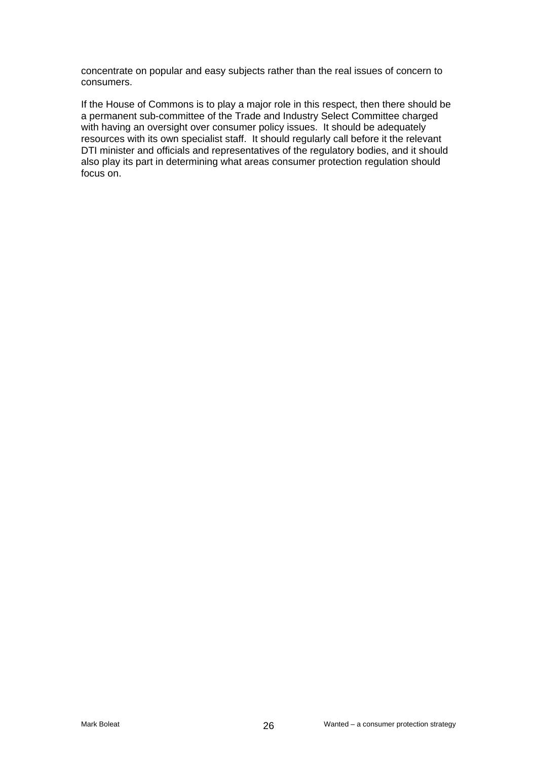concentrate on popular and easy subjects rather than the real issues of concern to consumers.

If the House of Commons is to play a major role in this respect, then there should be a permanent sub-committee of the Trade and Industry Select Committee charged with having an oversight over consumer policy issues. It should be adequately resources with its own specialist staff. It should regularly call before it the relevant DTI minister and officials and representatives of the regulatory bodies, and it should also play its part in determining what areas consumer protection regulation should focus on.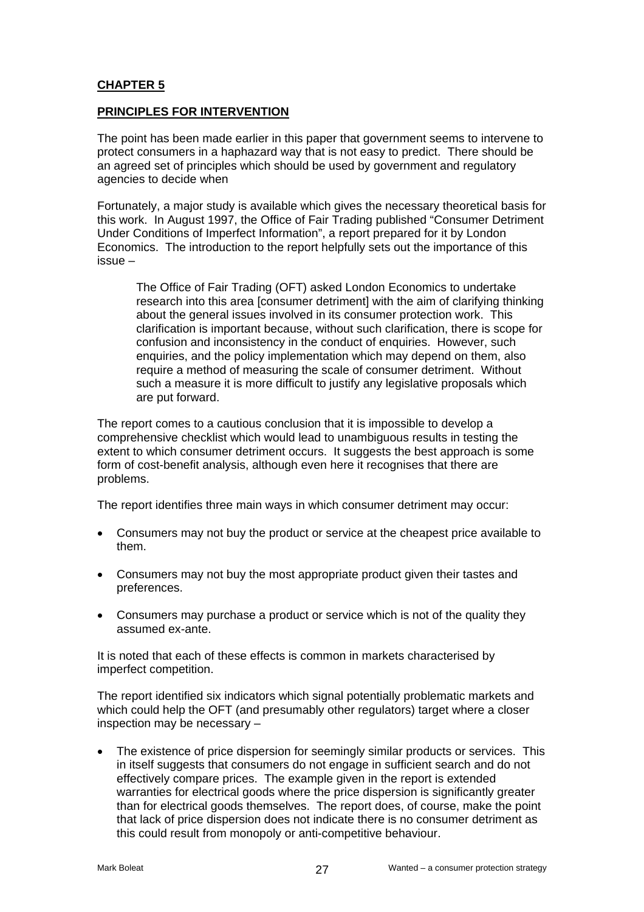## CHAPTER 5

## PRINCIPLES FOR INTERVENTION

The point has been made earlier in this paper that government seems to intervene to protect consumers in a haphazard way that is not easy to predict. There should be an agreed set of principles which should be used by government and regulatory agencies to decide when

Fortunately, a major study is available which gives the necessary theoretical basis for this work. In August 1997, the Office of Fair Trading published “Consumer Detriment Under Conditions of Imperfect Information”, a report prepared for it by London Economics. The introduction to the report helpfully sets out the importance of this issue –

> The Office of Fair Trading (OFT) asked London Economics to undertake research into this area [consumer detriment] with the aim of clarifying thinking about the general issues involved in its consumer protection work. This clarification is important because, without such clarification, there is scope for confusion and inconsistency in the conduct of enquiries. However, such enquiries, and the policy implementation which may depend on them, also require a method of measuring the scale of consumer detriment. Without such a measure it is more difficult to justify any legislative proposals which are put forward.

The report comes to a cautious conclusion that it is impossible to develop a comprehensive checklist which would lead to unambiguous results in testing the extent to which consumer detriment occurs. It suggests the best approach is some form of cost-benefit analysis, although even here it recognises that there are problems.

The report identifies three main ways in which consumer detriment may occur:

- Consumers may not buy the product or service at the cheapest price available to them.
- Consumers may not buy the most appropriate product given their tastes and preferences.
- Consumers may purchase a product or service which is not of the quality they assumed ex-ante.

It is noted that each of these effects is common in markets characterised by imperfect competition.

The report identified six indicators which signal potentially problematic markets and which could help the OFT (and presumably other regulators) target where a closer inspection may be necessary –

- The existence of price dispersion for seemingly similar products or services. This in itself suggests that consumers do not engage in sufficient search and do not effectively compare prices. The example given in the report is extended warranties for electrical goods where the price dispersion is significantly greater than for electrical goods themselves. The report does, of course, make the point that lack of price dispersion does not indicate there is no consumer detriment as this could result from monopoly or anti-competitive behaviour.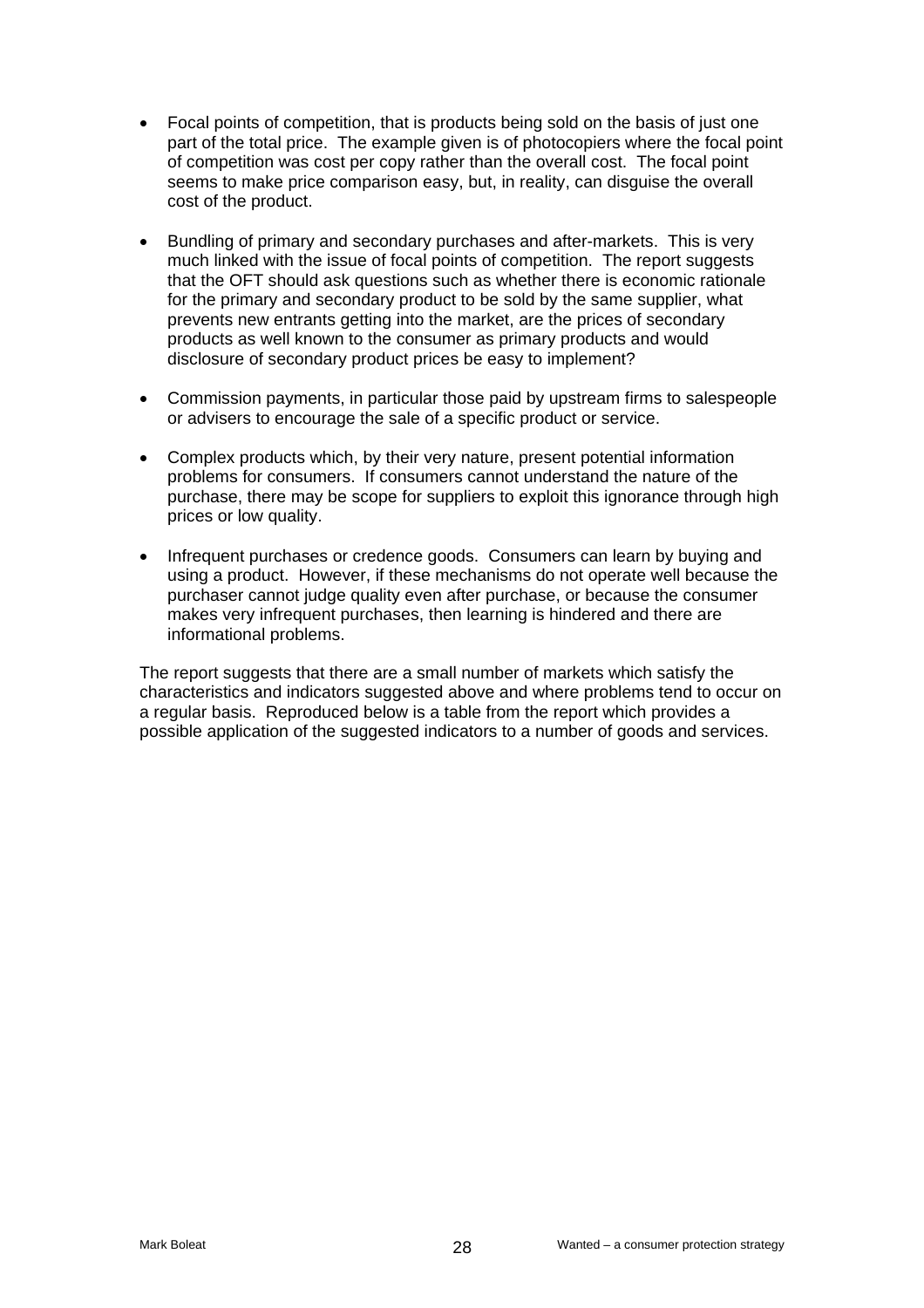- Focal points of competition, that is products being sold on the basis of just one part of the total price. The example given is of photocopiers where the focal point of competition was cost per copy rather than the overall cost. The focal point seems to make price comparison easy, but, in reality, can disguise the overall cost of the product.

- Bundling of primary and secondary purchases and after-markets. This is very much linked with the issue of focal points of competition. The report suggests that the OFT should ask questions such as whether there is economic rationale for the primary and secondary product to be sold by the same supplier, what prevents new entrants getting into the market, are the prices of secondary products as well known to the consumer as primary products and would disclosure of secondary product prices be easy to implement?

- Commission payments, in particular those paid by upstream firms to salespeople or advisers to encourage the sale of a specific product or service.

- Complex products which, by their very nature, present potential information problems for consumers. If consumers cannot understand the nature of the purchase, there may be scope for suppliers to exploit this ignorance through high prices or low quality.

- Infrequent purchases or credence goods. Consumers can learn by buying and using a product. However, if these mechanisms do not operate well because the purchaser cannot judge quality even after purchase, or because the consumer makes very infrequent purchases, then learning is hindered and there are informational problems.

The report suggests that there are a small number of markets which satisfy the characteristics and indicators suggested above and where problems tend to occur on a regular basis. Reproduced below is a table from the report which provides a possible application of the suggested indicators to a number of goods and services.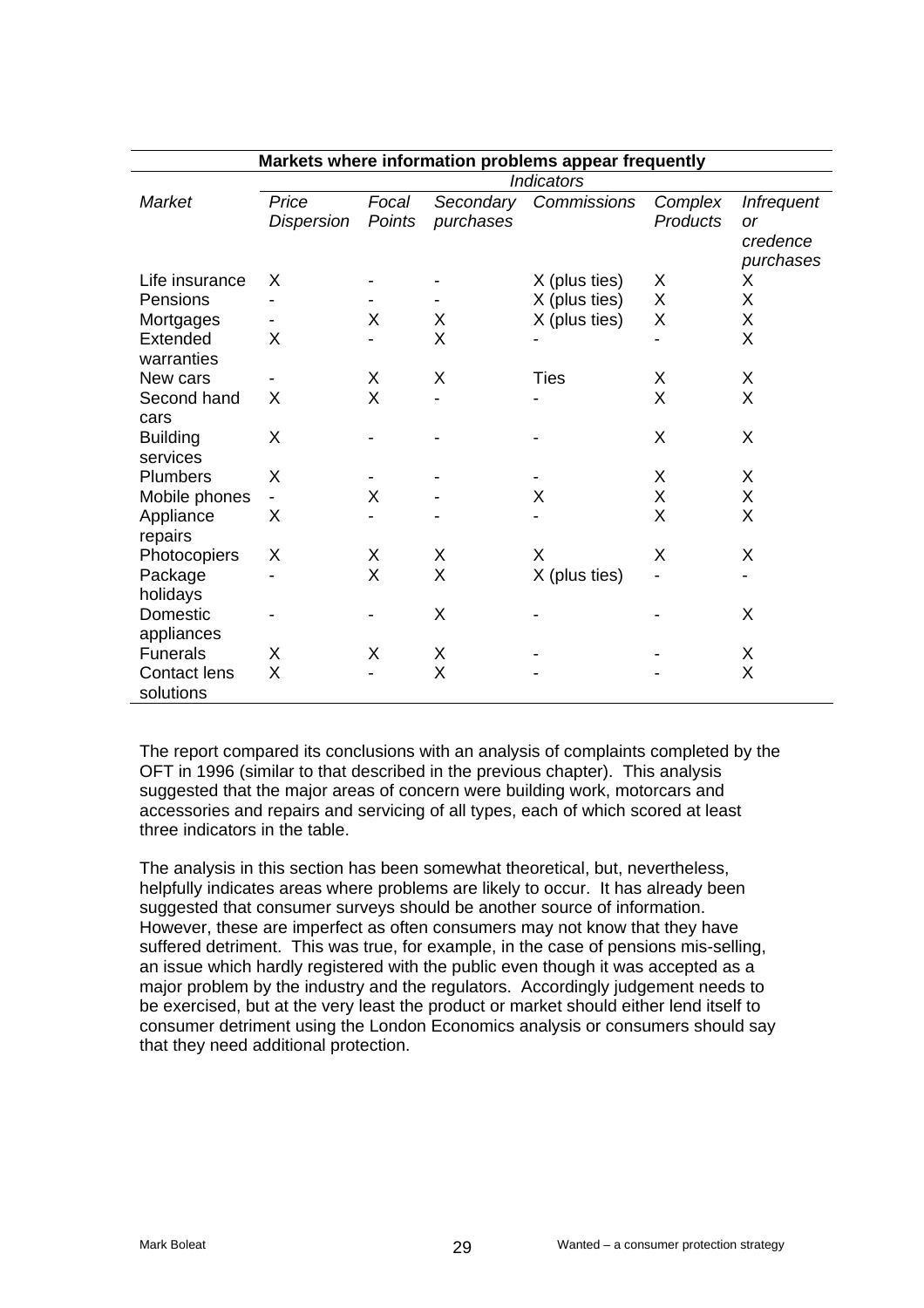| Markets where information problems appear frequently | | | | | | |
|---|---|---|---|---|---|---|
| | *Indicators* | | | | | |
| *Market* | *Price Dispersion* | *Focal Points* | *Secondary purchases* | *Commissions* | *Complex Products* | *Infrequent or credence purchases* |
| Life insurance | X | - | - | X (plus ties) | X | X |
| Pensions | - | - | - | X (plus ties) | X | X |
| Mortgages | - | X | X | X (plus ties) | X | X |
| Extended warranties | X | - | X | - | - | X |
| New cars | - | X | X | Ties | X | X |
| Second hand cars | X | X | - | - | X | X |
| Building services | X | - | - | - | X | X |
| Plumbers | X | - | - | - | X | X |
| Mobile phones | - | X | - | X | X | X |
| Appliance repairs | X | - | - | - | X | X |
| Photocopiers | X | X | X | X | X | X |
| Package holidays | - | X | X | X (plus ties) | - | - |
| Domestic appliances | - | - | X | - | - | X |
| Funerals | X | X | X | - | - | X |
| Contact lens solutions | X | - | X | - | - | X |

The report compared its conclusions with an analysis of complaints completed by the OFT in 1996 (similar to that described in the previous chapter). This analysis suggested that the major areas of concern were building work, motorcars and accessories and repairs and servicing of all types, each of which scored at least three indicators in the table.

The analysis in this section has been somewhat theoretical, but, nevertheless, helpfully indicates areas where problems are likely to occur. It has already been suggested that consumer surveys should be another source of information. However, these are imperfect as often consumers may not know that they have suffered detriment. This was true, for example, in the case of pensions mis-selling, an issue which hardly registered with the public even though it was accepted as a major problem by the industry and the regulators. Accordingly judgement needs to be exercised, but at the very least the product or market should either lend itself to consumer detriment using the London Economics analysis or consumers should say that they need additional protection.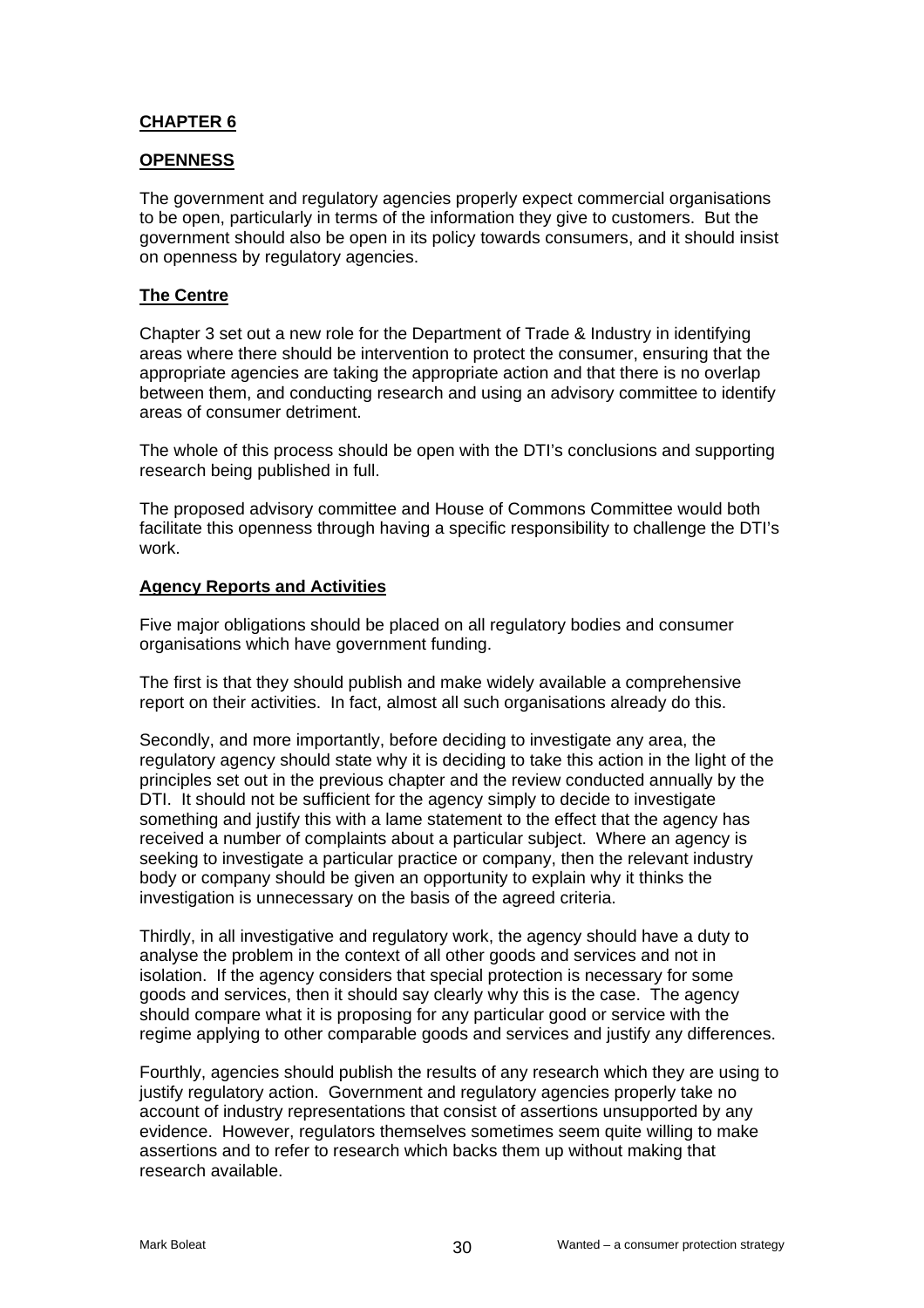## CHAPTER 6

## OPENNESS

The government and regulatory agencies properly expect commercial organisations to be open, particularly in terms of the information they give to customers. But the government should also be open in its policy towards consumers, and it should insist on openness by regulatory agencies.

### The Centre

Chapter 3 set out a new role for the Department of Trade & Industry in identifying areas where there should be intervention to protect the consumer, ensuring that the appropriate agencies are taking the appropriate action and that there is no overlap between them, and conducting research and using an advisory committee to identify areas of consumer detriment.

The whole of this process should be open with the DTI's conclusions and supporting research being published in full.

The proposed advisory committee and House of Commons Committee would both facilitate this openness through having a specific responsibility to challenge the DTI's work.

### Agency Reports and Activities

Five major obligations should be placed on all regulatory bodies and consumer organisations which have government funding.

The first is that they should publish and make widely available a comprehensive report on their activities. In fact, almost all such organisations already do this.

Secondly, and more importantly, before deciding to investigate any area, the regulatory agency should state why it is deciding to take this action in the light of the principles set out in the previous chapter and the review conducted annually by the DTI. It should not be sufficient for the agency simply to decide to investigate something and justify this with a lame statement to the effect that the agency has received a number of complaints about a particular subject. Where an agency is seeking to investigate a particular practice or company, then the relevant industry body or company should be given an opportunity to explain why it thinks the investigation is unnecessary on the basis of the agreed criteria.

Thirdly, in all investigative and regulatory work, the agency should have a duty to analyse the problem in the context of all other goods and services and not in isolation. If the agency considers that special protection is necessary for some goods and services, then it should say clearly why this is the case. The agency should compare what it is proposing for any particular good or service with the regime applying to other comparable goods and services and justify any differences.

Fourthly, agencies should publish the results of any research which they are using to justify regulatory action. Government and regulatory agencies properly take no account of industry representations that consist of assertions unsupported by any evidence. However, regulators themselves sometimes seem quite willing to make assertions and to refer to research which backs them up without making that research available.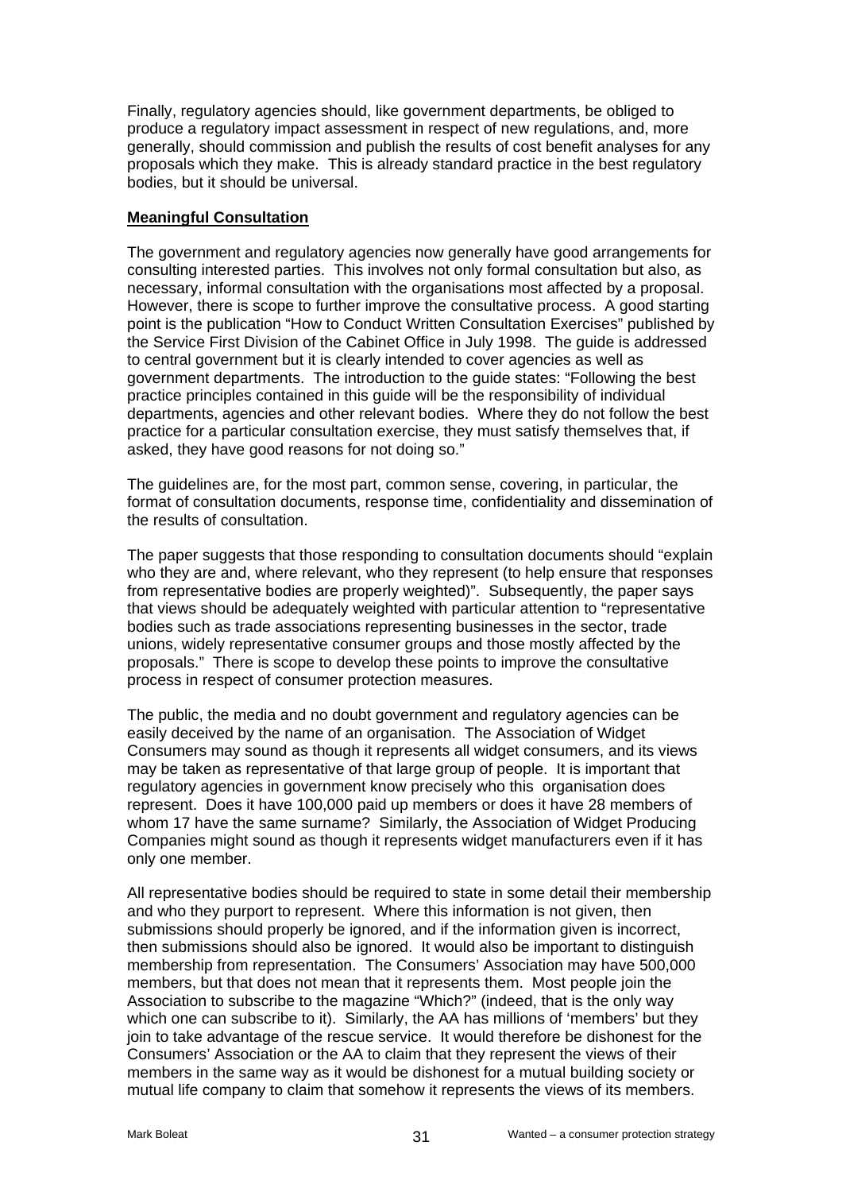Finally, regulatory agencies should, like government departments, be obliged to produce a regulatory impact assessment in respect of new regulations, and, more generally, should commission and publish the results of cost benefit analyses for any proposals which they make. This is already standard practice in the best regulatory bodies, but it should be universal.

**Meaningful Consultation**

The government and regulatory agencies now generally have good arrangements for consulting interested parties. This involves not only formal consultation but also, as necessary, informal consultation with the organisations most affected by a proposal. However, there is scope to further improve the consultative process. A good starting point is the publication "How to Conduct Written Consultation Exercises" published by the Service First Division of the Cabinet Office in July 1998. The guide is addressed to central government but it is clearly intended to cover agencies as well as government departments. The introduction to the guide states: "Following the best practice principles contained in this guide will be the responsibility of individual departments, agencies and other relevant bodies. Where they do not follow the best practice for a particular consultation exercise, they must satisfy themselves that, if asked, they have good reasons for not doing so."

The guidelines are, for the most part, common sense, covering, in particular, the format of consultation documents, response time, confidentiality and dissemination of the results of consultation.

The paper suggests that those responding to consultation documents should "explain who they are and, where relevant, who they represent (to help ensure that responses from representative bodies are properly weighted)". Subsequently, the paper says that views should be adequately weighted with particular attention to "representative bodies such as trade associations representing businesses in the sector, trade unions, widely representative consumer groups and those mostly affected by the proposals." There is scope to develop these points to improve the consultative process in respect of consumer protection measures.

The public, the media and no doubt government and regulatory agencies can be easily deceived by the name of an organisation. The Association of Widget Consumers may sound as though it represents all widget consumers, and its views may be taken as representative of that large group of people. It is important that regulatory agencies in government know precisely who this organisation does represent. Does it have 100,000 paid up members or does it have 28 members of whom 17 have the same surname? Similarly, the Association of Widget Producing Companies might sound as though it represents widget manufacturers even if it has only one member.

All representative bodies should be required to state in some detail their membership and who they purport to represent. Where this information is not given, then submissions should properly be ignored, and if the information given is incorrect, then submissions should also be ignored. It would also be important to distinguish membership from representation. The Consumers' Association may have 500,000 members, but that does not mean that it represents them. Most people join the Association to subscribe to the magazine "Which?" (indeed, that is the only way which one can subscribe to it). Similarly, the AA has millions of 'members' but they join to take advantage of the rescue service. It would therefore be dishonest for the Consumers' Association or the AA to claim that they represent the views of their members in the same way as it would be dishonest for a mutual building society or mutual life company to claim that somehow it represents the views of its members.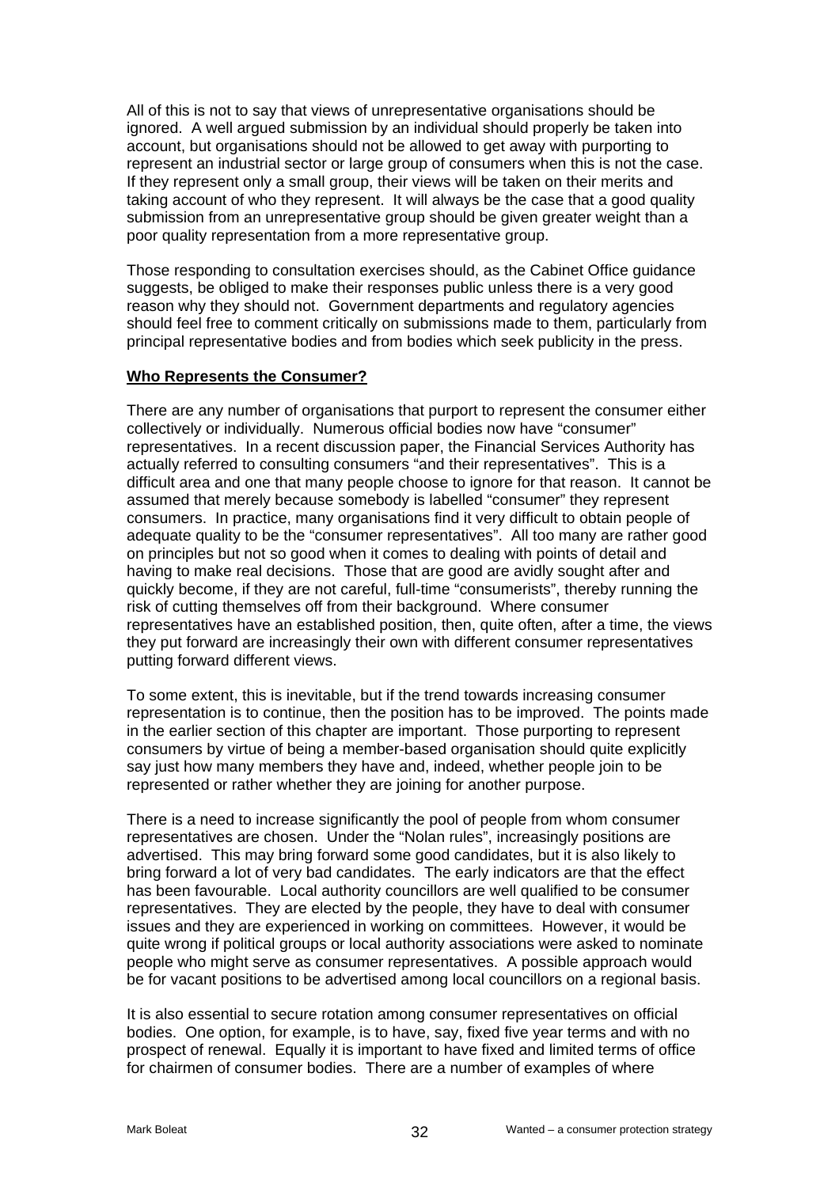All of this is not to say that views of unrepresentative organisations should be ignored. A well argued submission by an individual should properly be taken into account, but organisations should not be allowed to get away with purporting to represent an industrial sector or large group of consumers when this is not the case. If they represent only a small group, their views will be taken on their merits and taking account of who they represent. It will always be the case that a good quality submission from an unrepresentative group should be given greater weight than a poor quality representation from a more representative group.

Those responding to consultation exercises should, as the Cabinet Office guidance suggests, be obliged to make their responses public unless there is a very good reason why they should not. Government departments and regulatory agencies should feel free to comment critically on submissions made to them, particularly from principal representative bodies and from bodies which seek publicity in the press.

**Who Represents the Consumer?**

There are any number of organisations that purport to represent the consumer either collectively or individually. Numerous official bodies now have "consumer" representatives. In a recent discussion paper, the Financial Services Authority has actually referred to consulting consumers "and their representatives". This is a difficult area and one that many people choose to ignore for that reason. It cannot be assumed that merely because somebody is labelled "consumer" they represent consumers. In practice, many organisations find it very difficult to obtain people of adequate quality to be the "consumer representatives". All too many are rather good on principles but not so good when it comes to dealing with points of detail and having to make real decisions. Those that are good are avidly sought after and quickly become, if they are not careful, full-time "consumerists", thereby running the risk of cutting themselves off from their background. Where consumer representatives have an established position, then, quite often, after a time, the views they put forward are increasingly their own with different consumer representatives putting forward different views.

To some extent, this is inevitable, but if the trend towards increasing consumer representation is to continue, then the position has to be improved. The points made in the earlier section of this chapter are important. Those purporting to represent consumers by virtue of being a member-based organisation should quite explicitly say just how many members they have and, indeed, whether people join to be represented or rather whether they are joining for another purpose.

There is a need to increase significantly the pool of people from whom consumer representatives are chosen. Under the "Nolan rules", increasingly positions are advertised. This may bring forward some good candidates, but it is also likely to bring forward a lot of very bad candidates. The early indicators are that the effect has been favourable. Local authority councillors are well qualified to be consumer representatives. They are elected by the people, they have to deal with consumer issues and they are experienced in working on committees. However, it would be quite wrong if political groups or local authority associations were asked to nominate people who might serve as consumer representatives. A possible approach would be for vacant positions to be advertised among local councillors on a regional basis.

It is also essential to secure rotation among consumer representatives on official bodies. One option, for example, is to have, say, fixed five year terms and with no prospect of renewal. Equally it is important to have fixed and limited terms of office for chairmen of consumer bodies. There are a number of examples of where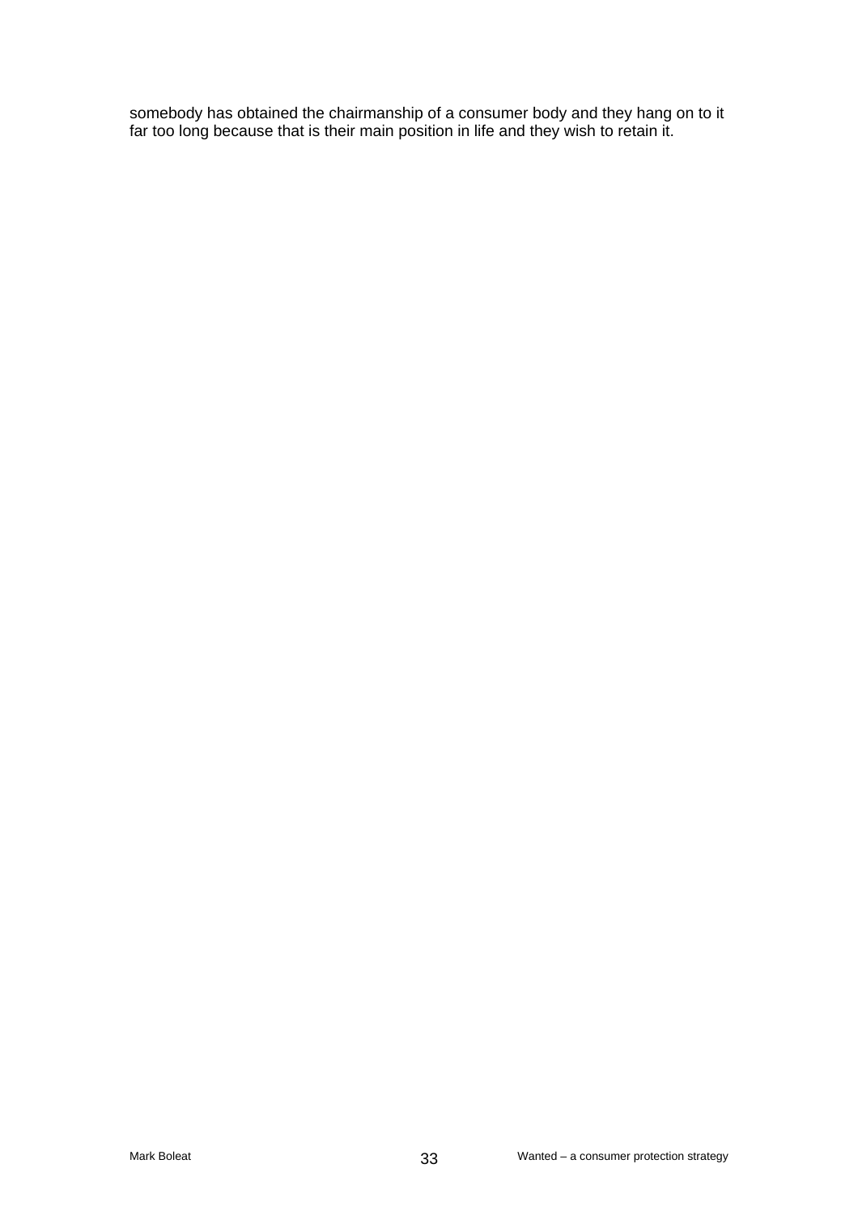somebody has obtained the chairmanship of a consumer body and they hang on to it far too long because that is their main position in life and they wish to retain it.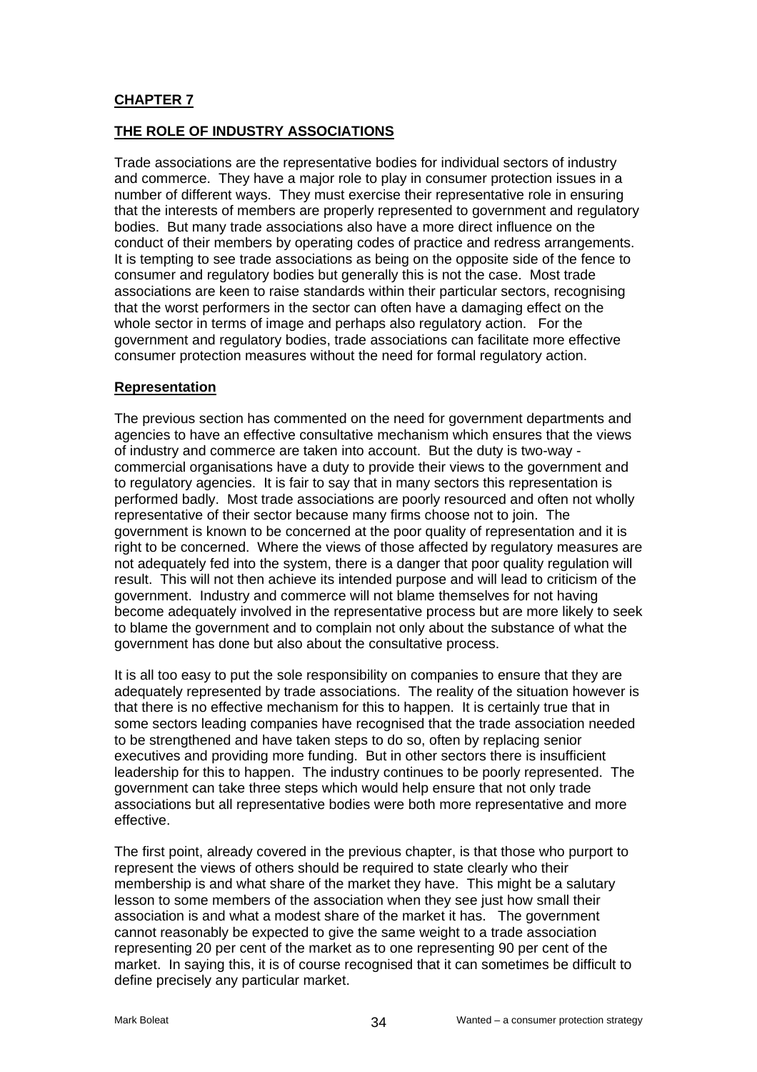## CHAPTER 7

## THE ROLE OF INDUSTRY ASSOCIATIONS

Trade associations are the representative bodies for individual sectors of industry and commerce. They have a major role to play in consumer protection issues in a number of different ways. They must exercise their representative role in ensuring that the interests of members are properly represented to government and regulatory bodies. But many trade associations also have a more direct influence on the conduct of their members by operating codes of practice and redress arrangements. It is tempting to see trade associations as being on the opposite side of the fence to consumer and regulatory bodies but generally this is not the case. Most trade associations are keen to raise standards within their particular sectors, recognising that the worst performers in the sector can often have a damaging effect on the whole sector in terms of image and perhaps also regulatory action. For the government and regulatory bodies, trade associations can facilitate more effective consumer protection measures without the need for formal regulatory action.

### Representation

The previous section has commented on the need for government departments and agencies to have an effective consultative mechanism which ensures that the views of industry and commerce are taken into account. But the duty is two-way - commercial organisations have a duty to provide their views to the government and to regulatory agencies. It is fair to say that in many sectors this representation is performed badly. Most trade associations are poorly resourced and often not wholly representative of their sector because many firms choose not to join. The government is known to be concerned at the poor quality of representation and it is right to be concerned. Where the views of those affected by regulatory measures are not adequately fed into the system, there is a danger that poor quality regulation will result. This will not then achieve its intended purpose and will lead to criticism of the government. Industry and commerce will not blame themselves for not having become adequately involved in the representative process but are more likely to seek to blame the government and to complain not only about the substance of what the government has done but also about the consultative process.

It is all too easy to put the sole responsibility on companies to ensure that they are adequately represented by trade associations. The reality of the situation however is that there is no effective mechanism for this to happen. It is certainly true that in some sectors leading companies have recognised that the trade association needed to be strengthened and have taken steps to do so, often by replacing senior executives and providing more funding. But in other sectors there is insufficient leadership for this to happen. The industry continues to be poorly represented. The government can take three steps which would help ensure that not only trade associations but all representative bodies were both more representative and more effective.

The first point, already covered in the previous chapter, is that those who purport to represent the views of others should be required to state clearly who their membership is and what share of the market they have. This might be a salutary lesson to some members of the association when they see just how small their association is and what a modest share of the market it has. The government cannot reasonably be expected to give the same weight to a trade association representing 20 per cent of the market as to one representing 90 per cent of the market. In saying this, it is of course recognised that it can sometimes be difficult to define precisely any particular market.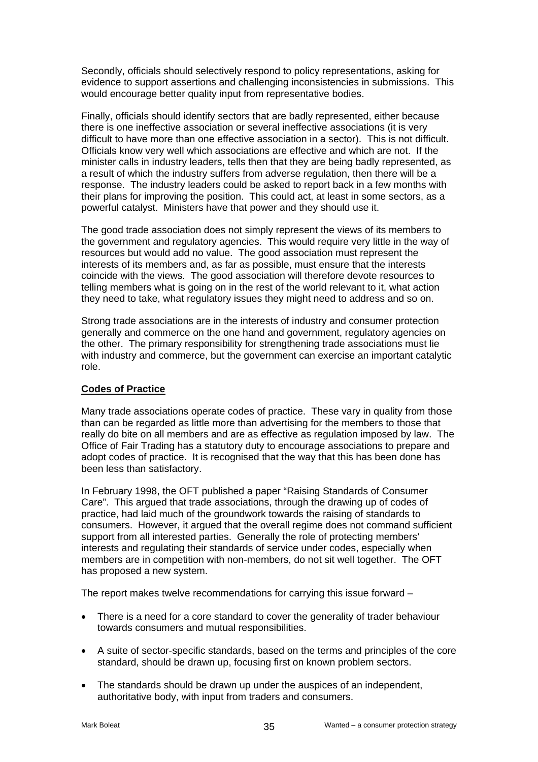Secondly, officials should selectively respond to policy representations, asking for evidence to support assertions and challenging inconsistencies in submissions. This would encourage better quality input from representative bodies.

Finally, officials should identify sectors that are badly represented, either because there is one ineffective association or several ineffective associations (it is very difficult to have more than one effective association in a sector). This is not difficult. Officials know very well which associations are effective and which are not. If the minister calls in industry leaders, tells then that they are being badly represented, as a result of which the industry suffers from adverse regulation, then there will be a response. The industry leaders could be asked to report back in a few months with their plans for improving the position. This could act, at least in some sectors, as a powerful catalyst. Ministers have that power and they should use it.

The good trade association does not simply represent the views of its members to the government and regulatory agencies. This would require very little in the way of resources but would add no value. The good association must represent the interests of its members and, as far as possible, must ensure that the interests coincide with the views. The good association will therefore devote resources to telling members what is going on in the rest of the world relevant to it, what action they need to take, what regulatory issues they might need to address and so on.

Strong trade associations are in the interests of industry and consumer protection generally and commerce on the one hand and government, regulatory agencies on the other. The primary responsibility for strengthening trade associations must lie with industry and commerce, but the government can exercise an important catalytic role.

**Codes of Practice**

Many trade associations operate codes of practice. These vary in quality from those than can be regarded as little more than advertising for the members to those that really do bite on all members and are as effective as regulation imposed by law. The Office of Fair Trading has a statutory duty to encourage associations to prepare and adopt codes of practice. It is recognised that the way that this has been done has been less than satisfactory.

In February 1998, the OFT published a paper "Raising Standards of Consumer Care". This argued that trade associations, through the drawing up of codes of practice, had laid much of the groundwork towards the raising of standards to consumers. However, it argued that the overall regime does not command sufficient support from all interested parties. Generally the role of protecting members' interests and regulating their standards of service under codes, especially when members are in competition with non-members, do not sit well together. The OFT has proposed a new system.

The report makes twelve recommendations for carrying this issue forward –

- There is a need for a core standard to cover the generality of trader behaviour towards consumers and mutual responsibilities.
- A suite of sector-specific standards, based on the terms and principles of the core standard, should be drawn up, focusing first on known problem sectors.
- The standards should be drawn up under the auspices of an independent, authoritative body, with input from traders and consumers.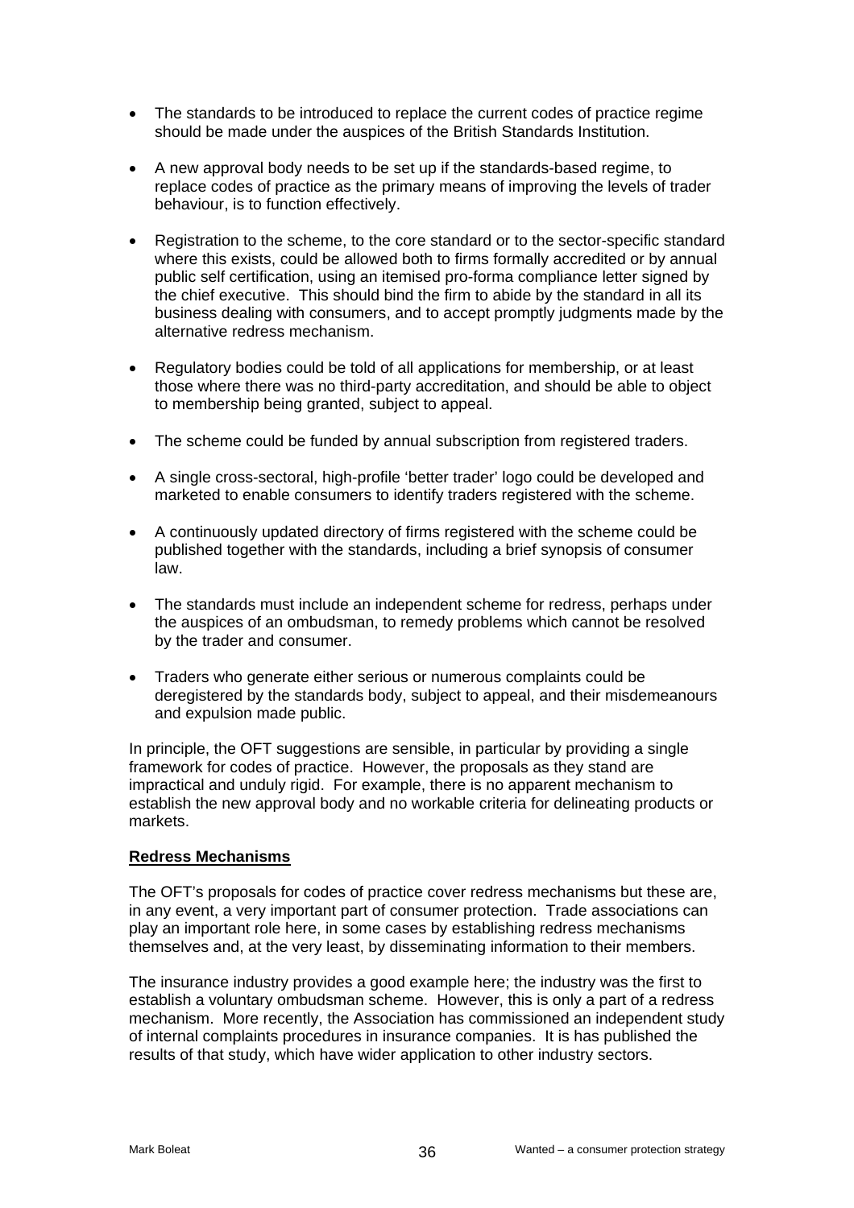- The standards to be introduced to replace the current codes of practice regime should be made under the auspices of the British Standards Institution.

- A new approval body needs to be set up if the standards-based regime, to replace codes of practice as the primary means of improving the levels of trader behaviour, is to function effectively.

- Registration to the scheme, to the core standard or to the sector-specific standard where this exists, could be allowed both to firms formally accredited or by annual public self certification, using an itemised pro-forma compliance letter signed by the chief executive. This should bind the firm to abide by the standard in all its business dealing with consumers, and to accept promptly judgments made by the alternative redress mechanism.

- Regulatory bodies could be told of all applications for membership, or at least those where there was no third-party accreditation, and should be able to object to membership being granted, subject to appeal.

- The scheme could be funded by annual subscription from registered traders.

- A single cross-sectoral, high-profile 'better trader' logo could be developed and marketed to enable consumers to identify traders registered with the scheme.

- A continuously updated directory of firms registered with the scheme could be published together with the standards, including a brief synopsis of consumer law.

- The standards must include an independent scheme for redress, perhaps under the auspices of an ombudsman, to remedy problems which cannot be resolved by the trader and consumer.

- Traders who generate either serious or numerous complaints could be deregistered by the standards body, subject to appeal, and their misdemeanours and expulsion made public.

In principle, the OFT suggestions are sensible, in particular by providing a single framework for codes of practice. However, the proposals as they stand are impractical and unduly rigid. For example, there is no apparent mechanism to establish the new approval body and no workable criteria for delineating products or markets.

**Redress Mechanisms**

The OFT's proposals for codes of practice cover redress mechanisms but these are, in any event, a very important part of consumer protection. Trade associations can play an important role here, in some cases by establishing redress mechanisms themselves and, at the very least, by disseminating information to their members.

The insurance industry provides a good example here; the industry was the first to establish a voluntary ombudsman scheme. However, this is only a part of a redress mechanism. More recently, the Association has commissioned an independent study of internal complaints procedures in insurance companies. It is has published the results of that study, which have wider application to other industry sectors.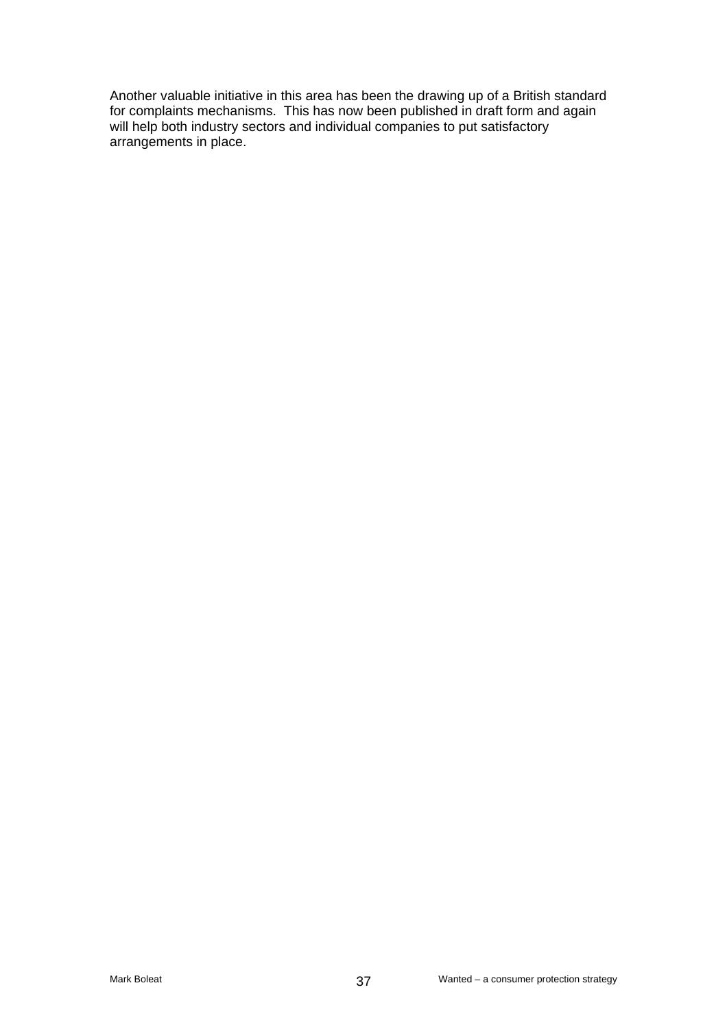Another valuable initiative in this area has been the drawing up of a British standard for complaints mechanisms. This has now been published in draft form and again will help both industry sectors and individual companies to put satisfactory arrangements in place.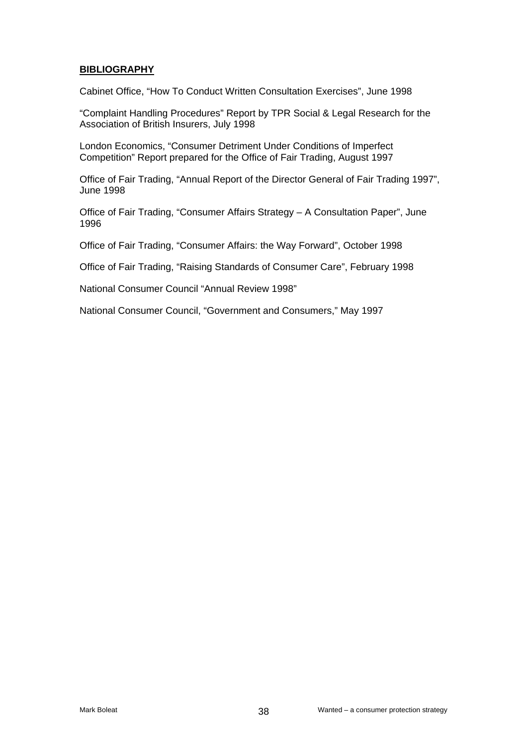## **BIBLIOGRAPHY**

Cabinet Office, "How To Conduct Written Consultation Exercises", June 1998

"Complaint Handling Procedures" Report by TPR Social & Legal Research for the Association of British Insurers, July 1998

London Economics, "Consumer Detriment Under Conditions of Imperfect Competition" Report prepared for the Office of Fair Trading, August 1997

Office of Fair Trading, "Annual Report of the Director General of Fair Trading 1997", June 1998

Office of Fair Trading, "Consumer Affairs Strategy – A Consultation Paper", June 1996

Office of Fair Trading, "Consumer Affairs: the Way Forward", October 1998

Office of Fair Trading, "Raising Standards of Consumer Care", February 1998

National Consumer Council "Annual Review 1998"

National Consumer Council, "Government and Consumers," May 1997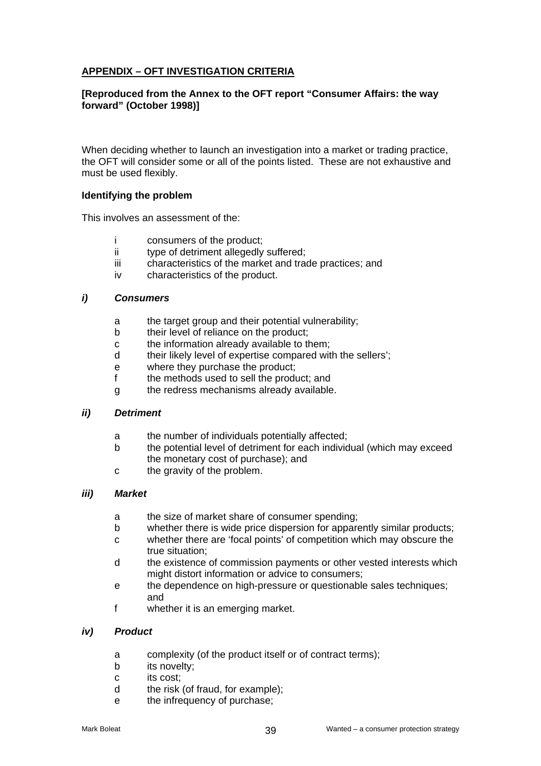## APPENDIX – OFT INVESTIGATION CRITERIA

**[Reproduced from the Annex to the OFT report "Consumer Affairs: the way forward" (October 1998)]**

When deciding whether to launch an investigation into a market or trading practice, the OFT will consider some or all of the points listed. These are not exhaustive and must be used flexibly.

### Identifying the problem

This involves an assessment of the:

- i consumers of the product;
- ii type of detriment allegedly suffered;
- iii characteristics of the market and trade practices; and
- iv characteristics of the product.

#### *i) Consumers*

- a the target group and their potential vulnerability;
- b their level of reliance on the product;
- c the information already available to them;
- d their likely level of expertise compared with the sellers';
- e where they purchase the product;
- f the methods used to sell the product; and
- g the redress mechanisms already available.

#### *ii) Detriment*

- a the number of individuals potentially affected;
- b the potential level of detriment for each individual (which may exceed the monetary cost of purchase); and
- c the gravity of the problem.

#### *iii) Market*

- a the size of market share of consumer spending;
- b whether there is wide price dispersion for apparently similar products;
- c whether there are 'focal points' of competition which may obscure the true situation;
- d the existence of commission payments or other vested interests which might distort information or advice to consumers;
- e the dependence on high-pressure or questionable sales techniques; and
- f whether it is an emerging market.

#### *iv) Product*

- a complexity (of the product itself or of contract terms);
- b its novelty;
- c its cost;
- d the risk (of fraud, for example);
- e the infrequency of purchase;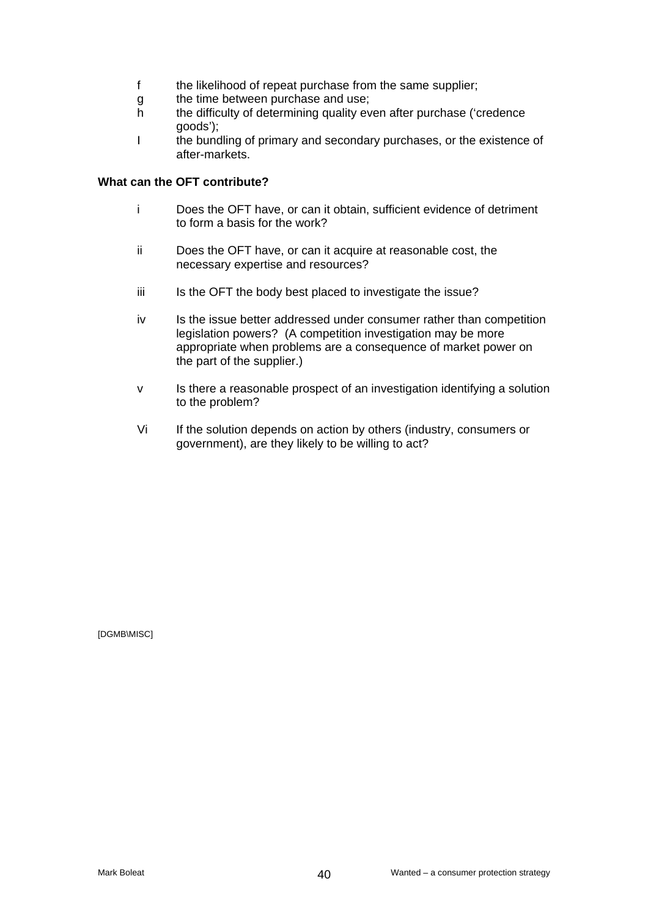f the likelihood of repeat purchase from the same supplier;
g the time between purchase and use;
h the difficulty of determining quality even after purchase ('credence goods');
I the bundling of primary and secondary purchases, or the existence of after-markets.

**What can the OFT contribute?**

i Does the OFT have, or can it obtain, sufficient evidence of detriment to form a basis for the work?

ii Does the OFT have, or can it acquire at reasonable cost, the necessary expertise and resources?

iii Is the OFT the body best placed to investigate the issue?

iv Is the issue better addressed under consumer rather than competition legislation powers? (A competition investigation may be more appropriate when problems are a consequence of market power on the part of the supplier.)

v Is there a reasonable prospect of an investigation identifying a solution to the problem?

Vi If the solution depends on action by others (industry, consumers or government), are they likely to be willing to act?

[DGMB\MISC]